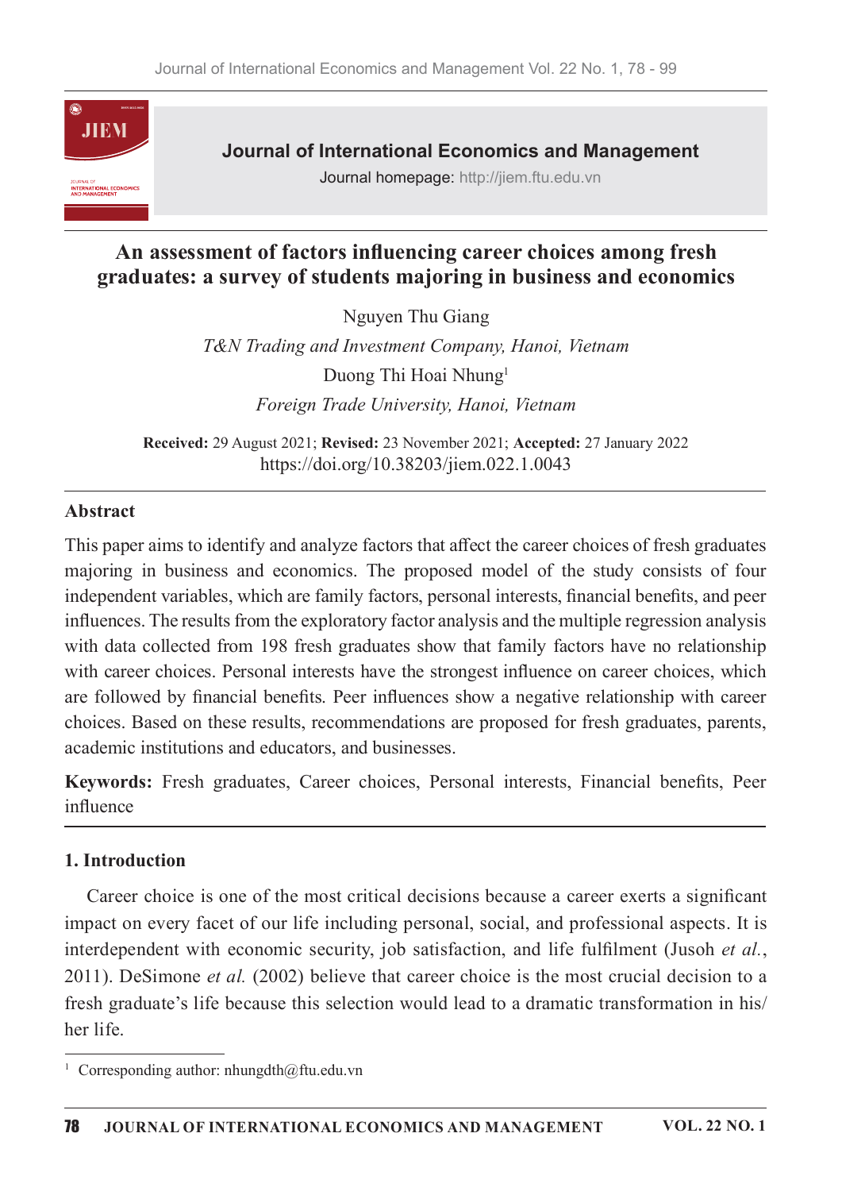# An assessment of factors influencing career choices among fresh graduates: a survey of students majoring in business and economics

Nguyen Thu Giang

*T&N Trading and Investment Company, Hanoi, Vietnam*

Duong Thi Hoai Nhung[1]

*Foreign Trade University, Hanoi, Vietnam*

**Received:** 29 August 2021; **Revised:** 23 November 2021; **Accepted:** 27 January 2022
https://doi.org/10.38203/jiem.022.1.0043

## Abstract

This paper aims to identify and analyze factors that affect the career choices of fresh graduates majoring in business and economics. The proposed model of the study consists of four independent variables, which are family factors, personal interests, financial benefits, and peer influences. The results from the exploratory factor analysis and the multiple regression analysis with data collected from 198 fresh graduates show that family factors have no relationship with career choices. Personal interests have the strongest influence on career choices, which are followed by financial benefits. Peer influences show a negative relationship with career choices. Based on these results, recommendations are proposed for fresh graduates, parents, academic institutions and educators, and businesses.

**Keywords:** Fresh graduates, Career choices, Personal interests, Financial benefits, Peer influence

## 1. Introduction

Career choice is one of the most critical decisions because a career exerts a significant impact on every facet of our life including personal, social, and professional aspects. It is interdependent with economic security, job satisfaction, and life fulfilment (Jusoh *et al.*, 2011). DeSimone *et al.* (2002) believe that career choice is the most crucial decision to a fresh graduate's life because this selection would lead to a dramatic transformation in his/her life.

[1] Corresponding author: nhungdth@ftu.edu.vn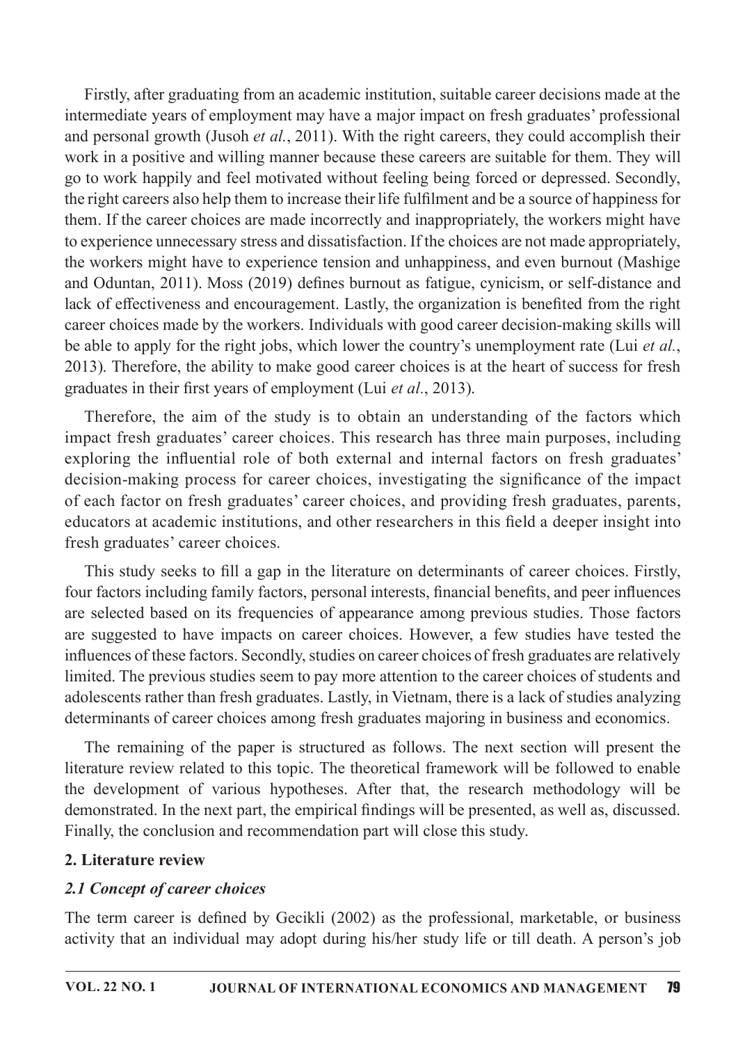Firstly, after graduating from an academic institution, suitable career decisions made at the intermediate years of employment may have a major impact on fresh graduates' professional and personal growth (Jusoh *et al.*, 2011). With the right careers, they could accomplish their work in a positive and willing manner because these careers are suitable for them. They will go to work happily and feel motivated without feeling being forced or depressed. Secondly, the right careers also help them to increase their life fulfilment and be a source of happiness for them. If the career choices are made incorrectly and inappropriately, the workers might have to experience unnecessary stress and dissatisfaction. If the choices are not made appropriately, the workers might have to experience tension and unhappiness, and even burnout (Mashige and Oduntan, 2011). Moss (2019) defines burnout as fatigue, cynicism, or self-distance and lack of effectiveness and encouragement. Lastly, the organization is benefited from the right career choices made by the workers. Individuals with good career decision-making skills will be able to apply for the right jobs, which lower the country's unemployment rate (Lui *et al.*, 2013). Therefore, the ability to make good career choices is at the heart of success for fresh graduates in their first years of employment (Lui *et al*., 2013).

Therefore, the aim of the study is to obtain an understanding of the factors which impact fresh graduates' career choices. This research has three main purposes, including exploring the influential role of both external and internal factors on fresh graduates' decision-making process for career choices, investigating the significance of the impact of each factor on fresh graduates' career choices, and providing fresh graduates, parents, educators at academic institutions, and other researchers in this field a deeper insight into fresh graduates' career choices.

This study seeks to fill a gap in the literature on determinants of career choices. Firstly, four factors including family factors, personal interests, financial benefits, and peer influences are selected based on its frequencies of appearance among previous studies. Those factors are suggested to have impacts on career choices. However, a few studies have tested the influences of these factors. Secondly, studies on career choices of fresh graduates are relatively limited. The previous studies seem to pay more attention to the career choices of students and adolescents rather than fresh graduates. Lastly, in Vietnam, there is a lack of studies analyzing determinants of career choices among fresh graduates majoring in business and economics.

The remaining of the paper is structured as follows. The next section will present the literature review related to this topic. The theoretical framework will be followed to enable the development of various hypotheses. After that, the research methodology will be demonstrated. In the next part, the empirical findings will be presented, as well as, discussed. Finally, the conclusion and recommendation part will close this study.

## 2. Literature review

### *2.1 Concept of career choices*

The term career is defined by Gecikli (2002) as the professional, marketable, or business activity that an individual may adopt during his/her study life or till death. A person's job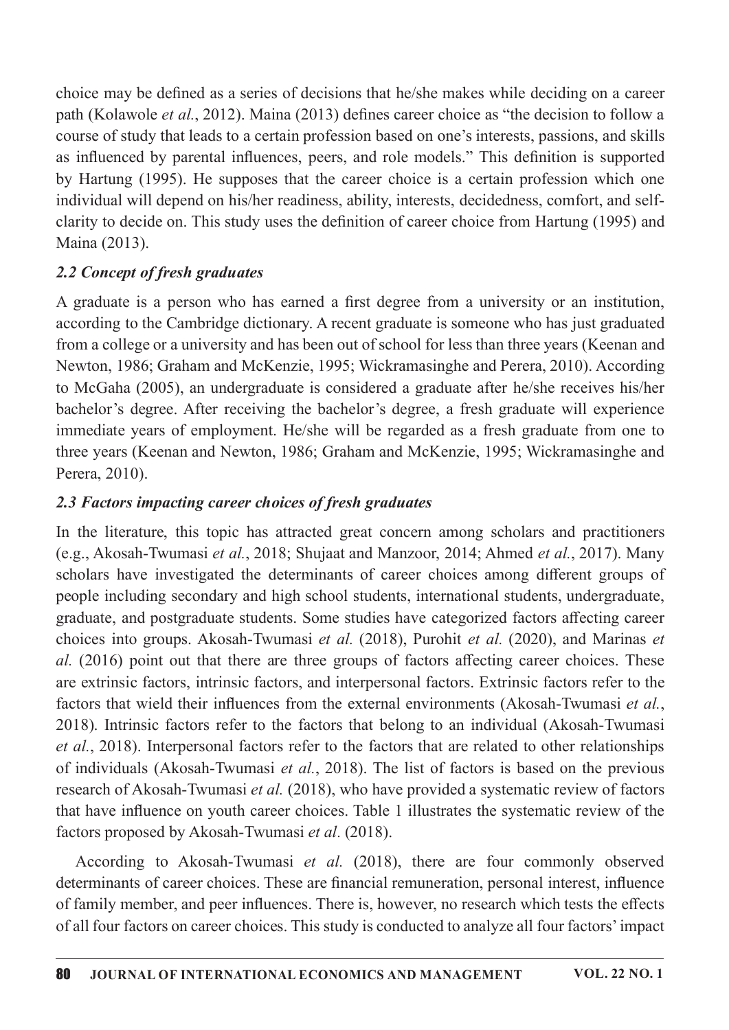choice may be defined as a series of decisions that he/she makes while deciding on a career path (Kolawole *et al.*, 2012). Maina (2013) defines career choice as "the decision to follow a course of study that leads to a certain profession based on one's interests, passions, and skills as influenced by parental influences, peers, and role models." This definition is supported by Hartung (1995). He supposes that the career choice is a certain profession which one individual will depend on his/her readiness, ability, interests, decidedness, comfort, and self-clarity to decide on. This study uses the definition of career choice from Hartung (1995) and Maina (2013).

### *2.2 Concept of fresh graduates*

A graduate is a person who has earned a first degree from a university or an institution, according to the Cambridge dictionary. A recent graduate is someone who has just graduated from a college or a university and has been out of school for less than three years (Keenan and Newton, 1986; Graham and McKenzie, 1995; Wickramasinghe and Perera, 2010). According to McGaha (2005), an undergraduate is considered a graduate after he/she receives his/her bachelor's degree. After receiving the bachelor's degree, a fresh graduate will experience immediate years of employment. He/she will be regarded as a fresh graduate from one to three years (Keenan and Newton, 1986; Graham and McKenzie, 1995; Wickramasinghe and Perera, 2010).

### *2.3 Factors impacting career choices of fresh graduates*

In the literature, this topic has attracted great concern among scholars and practitioners (e.g., Akosah-Twumasi *et al.*, 2018; Shujaat and Manzoor, 2014; Ahmed *et al.*, 2017). Many scholars have investigated the determinants of career choices among different groups of people including secondary and high school students, international students, undergraduate, graduate, and postgraduate students. Some studies have categorized factors affecting career choices into groups. Akosah-Twumasi *et al.* (2018), Purohit *et al.* (2020), and Marinas *et al.* (2016) point out that there are three groups of factors affecting career choices. These are extrinsic factors, intrinsic factors, and interpersonal factors. Extrinsic factors refer to the factors that wield their influences from the external environments (Akosah-Twumasi *et al.*, 2018). Intrinsic factors refer to the factors that belong to an individual (Akosah-Twumasi *et al.*, 2018). Interpersonal factors refer to the factors that are related to other relationships of individuals (Akosah-Twumasi *et al.*, 2018). The list of factors is based on the previous research of Akosah-Twumasi *et al.* (2018), who have provided a systematic review of factors that have influence on youth career choices. Table 1 illustrates the systematic review of the factors proposed by Akosah-Twumasi *et al.* (2018).

According to Akosah-Twumasi *et al.* (2018), there are four commonly observed determinants of career choices. These are financial remuneration, personal interest, influence of family member, and peer influences. There is, however, no research which tests the effects of all four factors on career choices. This study is conducted to analyze all four factors' impact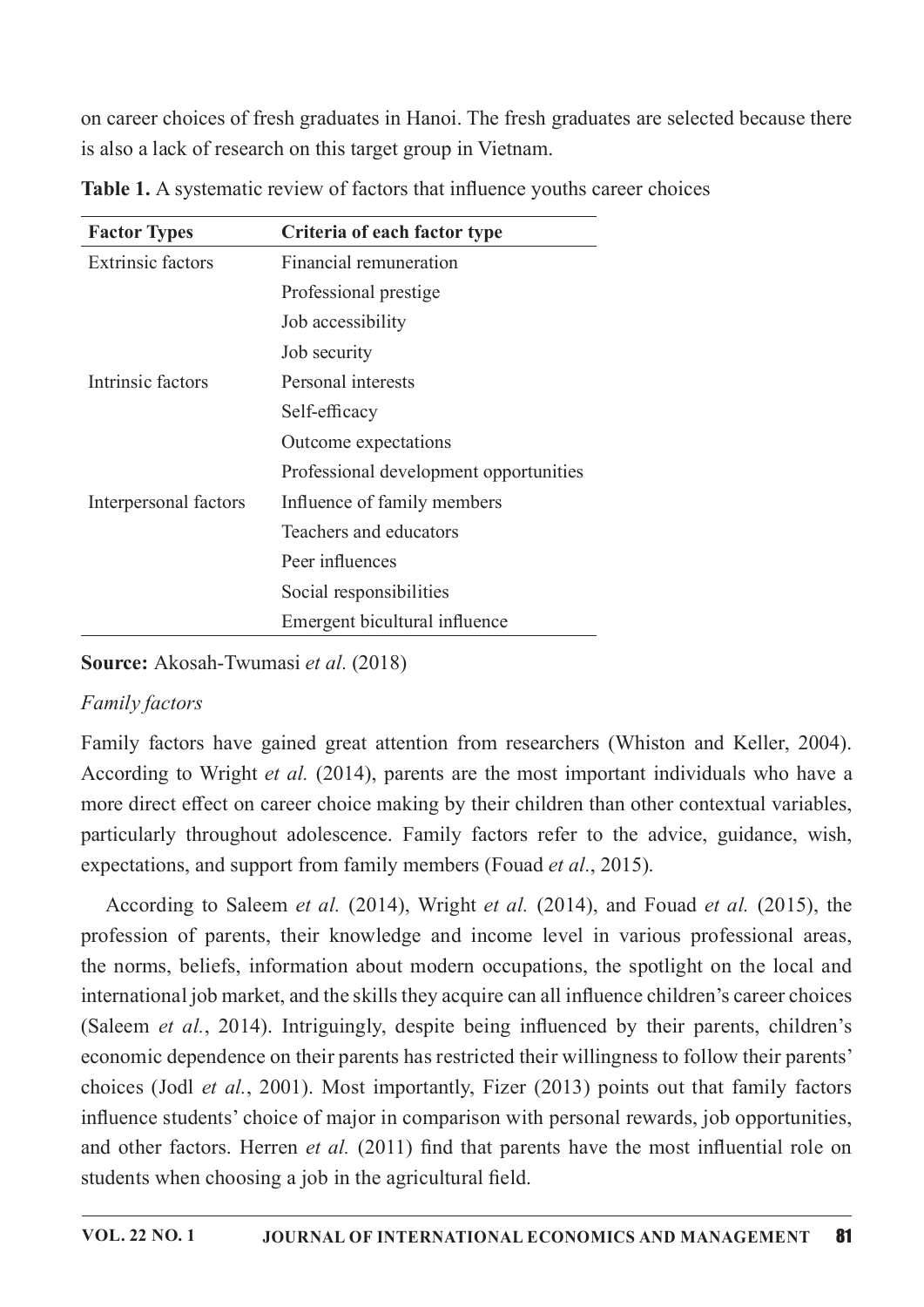on career choices of fresh graduates in Hanoi. The fresh graduates are selected because there is also a lack of research on this target group in Vietnam.

**Table 1.** A systematic review of factors that influence youths career choices

| Factor Types | Criteria of each factor type |
|---|---|
| Extrinsic factors | Financial remuneration |
| | Professional prestige |
| | Job accessibility |
| | Job security |
| Intrinsic factors | Personal interests |
| | Self-efficacy |
| | Outcome expectations |
| | Professional development opportunities |
| Interpersonal factors | Influence of family members |
| | Teachers and educators |
| | Peer influences |
| | Social responsibilities |
| | Emergent bicultural influence |

**Source:** Akosah-Twumasi *et al.* (2018)

*Family factors*

Family factors have gained great attention from researchers (Whiston and Keller, 2004). According to Wright *et al.* (2014), parents are the most important individuals who have a more direct effect on career choice making by their children than other contextual variables, particularly throughout adolescence. Family factors refer to the advice, guidance, wish, expectations, and support from family members (Fouad *et al.*, 2015).

According to Saleem *et al.* (2014), Wright *et al.* (2014), and Fouad *et al.* (2015), the profession of parents, their knowledge and income level in various professional areas, the norms, beliefs, information about modern occupations, the spotlight on the local and international job market, and the skills they acquire can all influence children's career choices (Saleem *et al.*, 2014). Intriguingly, despite being influenced by their parents, children's economic dependence on their parents has restricted their willingness to follow their parents' choices (Jodl *et al.*, 2001). Most importantly, Fizer (2013) points out that family factors influence students' choice of major in comparison with personal rewards, job opportunities, and other factors. Herren *et al.* (2011) find that parents have the most influential role on students when choosing a job in the agricultural field.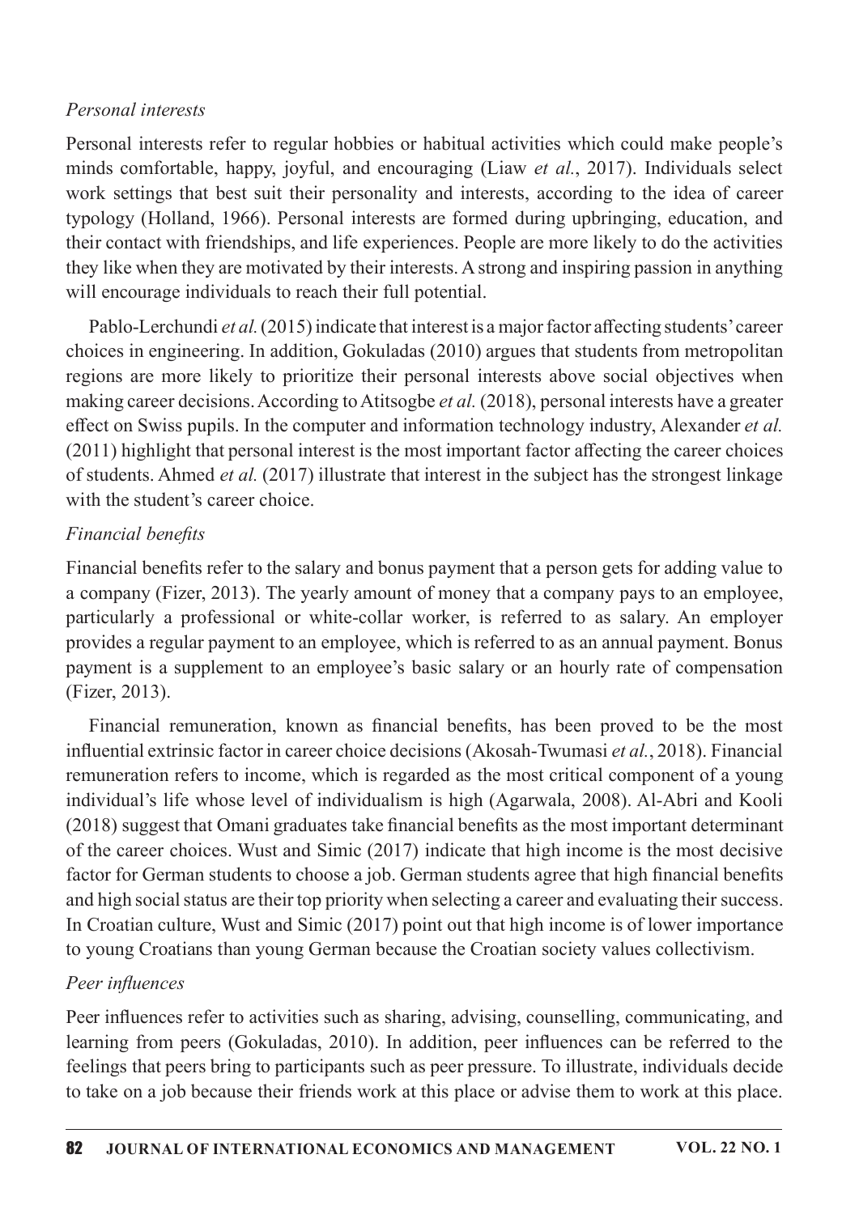*Personal interests*

Personal interests refer to regular hobbies or habitual activities which could make people's minds comfortable, happy, joyful, and encouraging (Liaw *et al.*, 2017). Individuals select work settings that best suit their personality and interests, according to the idea of career typology (Holland, 1966). Personal interests are formed during upbringing, education, and their contact with friendships, and life experiences. People are more likely to do the activities they like when they are motivated by their interests. A strong and inspiring passion in anything will encourage individuals to reach their full potential.

Pablo-Lerchundi *et al.* (2015) indicate that interest is a major factor affecting students' career choices in engineering. In addition, Gokuladas (2010) argues that students from metropolitan regions are more likely to prioritize their personal interests above social objectives when making career decisions. According to Atitsogbe *et al.* (2018), personal interests have a greater effect on Swiss pupils. In the computer and information technology industry, Alexander *et al.* (2011) highlight that personal interest is the most important factor affecting the career choices of students. Ahmed *et al.* (2017) illustrate that interest in the subject has the strongest linkage with the student's career choice.

*Financial benefits*

Financial benefits refer to the salary and bonus payment that a person gets for adding value to a company (Fizer, 2013). The yearly amount of money that a company pays to an employee, particularly a professional or white-collar worker, is referred to as salary. An employer provides a regular payment to an employee, which is referred to as an annual payment. Bonus payment is a supplement to an employee's basic salary or an hourly rate of compensation (Fizer, 2013).

Financial remuneration, known as financial benefits, has been proved to be the most influential extrinsic factor in career choice decisions (Akosah-Twumasi *et al.*, 2018). Financial remuneration refers to income, which is regarded as the most critical component of a young individual's life whose level of individualism is high (Agarwala, 2008). Al-Abri and Kooli (2018) suggest that Omani graduates take financial benefits as the most important determinant of the career choices. Wust and Simic (2017) indicate that high income is the most decisive factor for German students to choose a job. German students agree that high financial benefits and high social status are their top priority when selecting a career and evaluating their success. In Croatian culture, Wust and Simic (2017) point out that high income is of lower importance to young Croatians than young German because the Croatian society values collectivism.

*Peer influences*

Peer influences refer to activities such as sharing, advising, counselling, communicating, and learning from peers (Gokuladas, 2010). In addition, peer influences can be referred to the feelings that peers bring to participants such as peer pressure. To illustrate, individuals decide to take on a job because their friends work at this place or advise them to work at this place.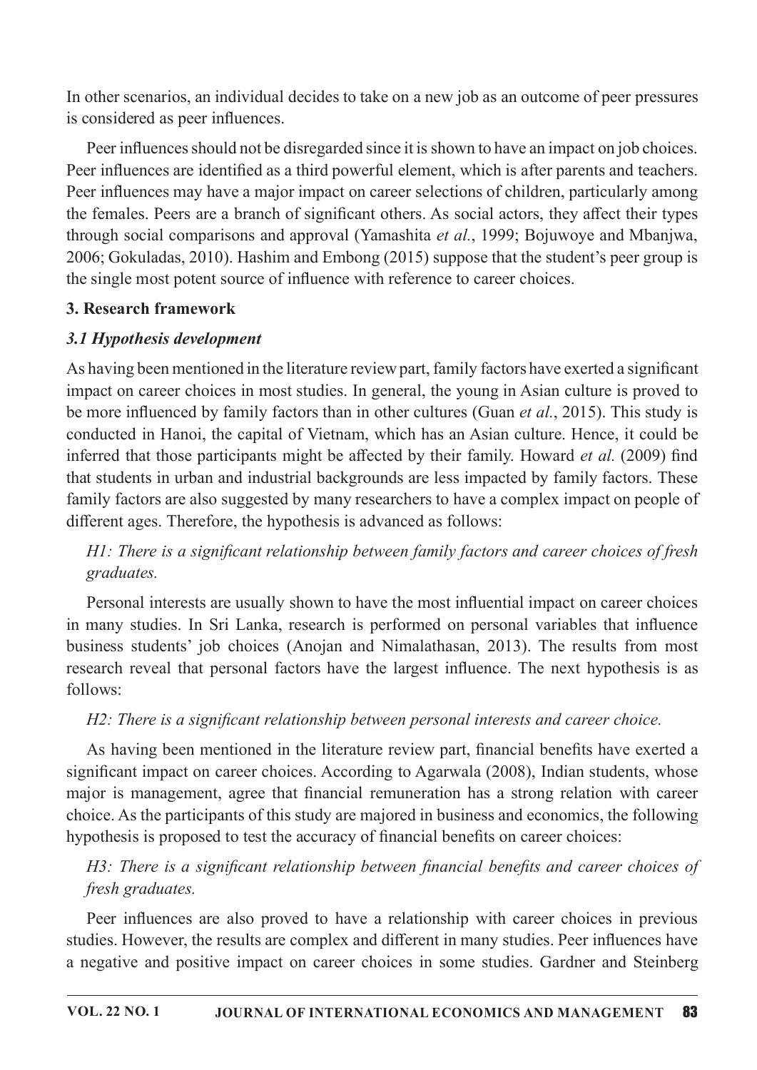In other scenarios, an individual decides to take on a new job as an outcome of peer pressures is considered as peer influences.

Peer influences should not be disregarded since it is shown to have an impact on job choices. Peer influences are identified as a third powerful element, which is after parents and teachers. Peer influences may have a major impact on career selections of children, particularly among the females. Peers are a branch of significant others. As social actors, they affect their types through social comparisons and approval (Yamashita *et al.*, 1999; Bojuwoye and Mbanjwa, 2006; Gokuladas, 2010). Hashim and Embong (2015) suppose that the student's peer group is the single most potent source of influence with reference to career choices.

## 3. Research framework

### *3.1 Hypothesis development*

As having been mentioned in the literature review part, family factors have exerted a significant impact on career choices in most studies. In general, the young in Asian culture is proved to be more influenced by family factors than in other cultures (Guan *et al.*, 2015). This study is conducted in Hanoi, the capital of Vietnam, which has an Asian culture. Hence, it could be inferred that those participants might be affected by their family. Howard *et al.* (2009) find that students in urban and industrial backgrounds are less impacted by family factors. These family factors are also suggested by many researchers to have a complex impact on people of different ages. Therefore, the hypothesis is advanced as follows:

*H1: There is a significant relationship between family factors and career choices of fresh graduates.*

Personal interests are usually shown to have the most influential impact on career choices in many studies. In Sri Lanka, research is performed on personal variables that influence business students' job choices (Anojan and Nimalathasan, 2013). The results from most research reveal that personal factors have the largest influence. The next hypothesis is as follows:

*H2: There is a significant relationship between personal interests and career choice.*

As having been mentioned in the literature review part, financial benefits have exerted a significant impact on career choices. According to Agarwala (2008), Indian students, whose major is management, agree that financial remuneration has a strong relation with career choice. As the participants of this study are majored in business and economics, the following hypothesis is proposed to test the accuracy of financial benefits on career choices:

*H3: There is a significant relationship between financial benefits and career choices of fresh graduates.*

Peer influences are also proved to have a relationship with career choices in previous studies. However, the results are complex and different in many studies. Peer influences have a negative and positive impact on career choices in some studies. Gardner and Steinberg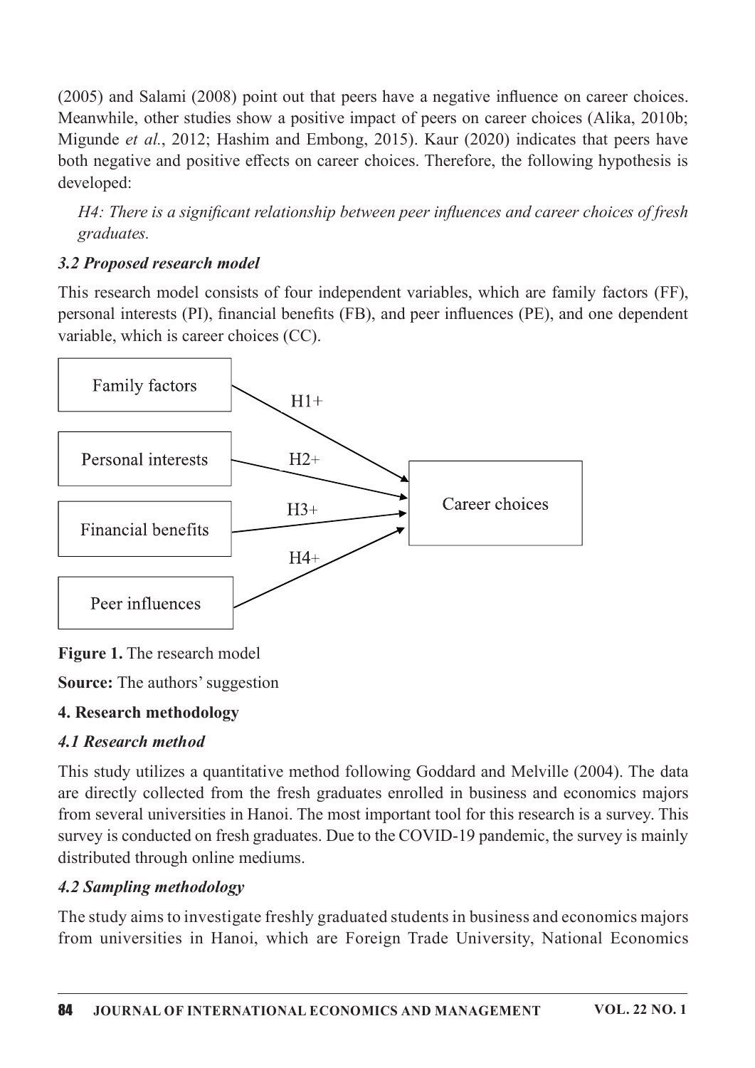(2005) and Salami (2008) point out that peers have a negative influence on career choices. Meanwhile, other studies show a positive impact of peers on career choices (Alika, 2010b; Migunde *et al.*, 2012; Hashim and Embong, 2015). Kaur (2020) indicates that peers have both negative and positive effects on career choices. Therefore, the following hypothesis is developed:

*H4: There is a significant relationship between peer influences and career choices of fresh graduates.*

### *3.2 Proposed research model*

This research model consists of four independent variables, which are family factors (FF), personal interests (PI), financial benefits (FB), and peer influences (PE), and one dependent variable, which is career choices (CC).

Family factors → H1+ → Career choices
Personal interests → H2+ → Career choices
Financial benefits → H3+ → Career choices
Peer influences → H4+ → Career choices

**Figure 1.** The research model

**Source:** The authors' suggestion

## 4. Research methodology

### *4.1 Research method*

This study utilizes a quantitative method following Goddard and Melville (2004). The data are directly collected from the fresh graduates enrolled in business and economics majors from several universities in Hanoi. The most important tool for this research is a survey. This survey is conducted on fresh graduates. Due to the COVID-19 pandemic, the survey is mainly distributed through online mediums.

### *4.2 Sampling methodology*

The study aims to investigate freshly graduated students in business and economics majors from universities in Hanoi, which are Foreign Trade University, National Economics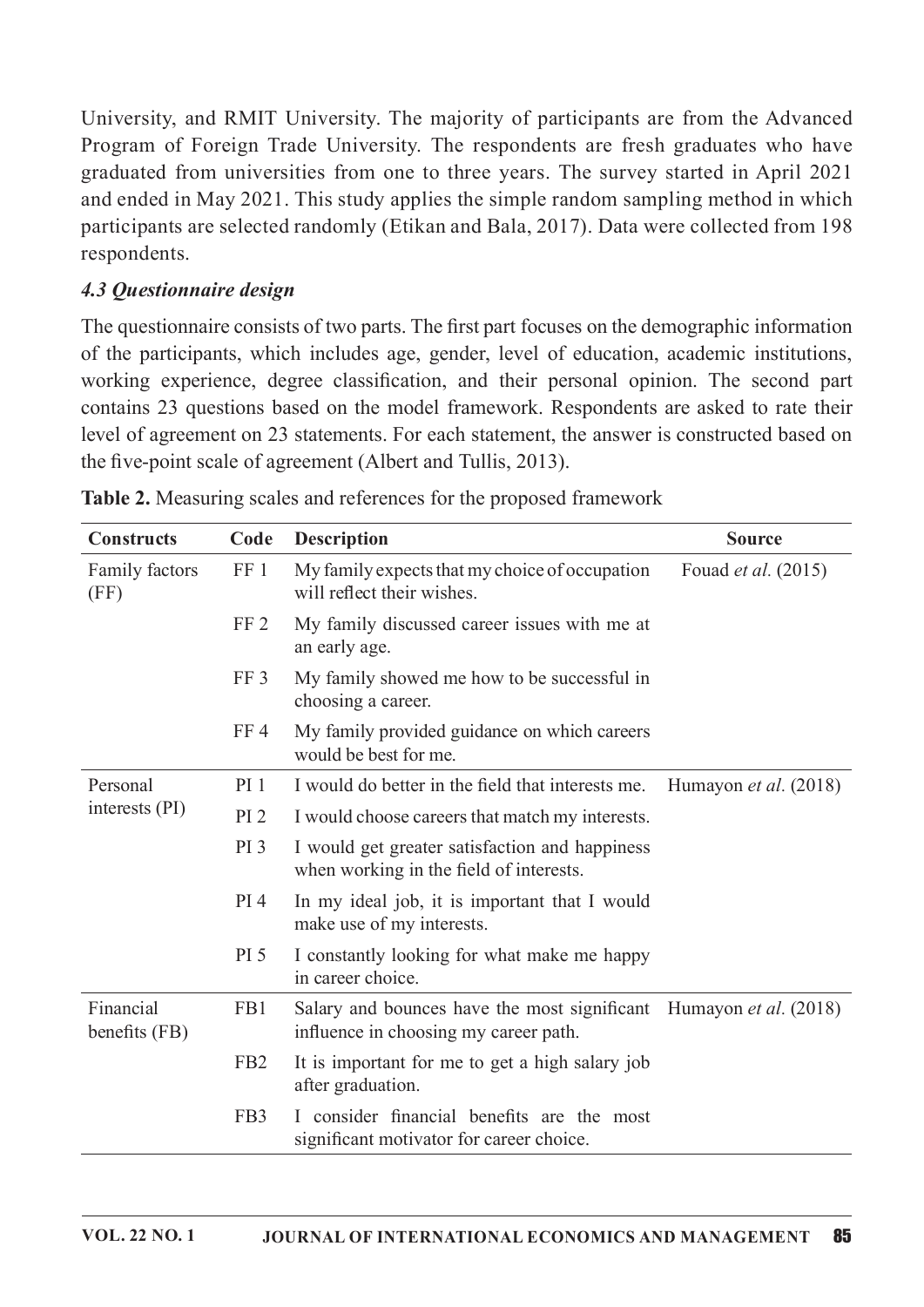University, and RMIT University. The majority of participants are from the Advanced Program of Foreign Trade University. The respondents are fresh graduates who have graduated from universities from one to three years. The survey started in April 2021 and ended in May 2021. This study applies the simple random sampling method in which participants are selected randomly (Etikan and Bala, 2017). Data were collected from 198 respondents.

### *4.3 Questionnaire design*

The questionnaire consists of two parts. The first part focuses on the demographic information of the participants, which includes age, gender, level of education, academic institutions, working experience, degree classification, and their personal opinion. The second part contains 23 questions based on the model framework. Respondents are asked to rate their level of agreement on 23 statements. For each statement, the answer is constructed based on the five-point scale of agreement (Albert and Tullis, 2013).

**Table 2.** Measuring scales and references for the proposed framework

| Constructs | Code | Description | Source |
|---|---|---|---|
| Family factors (FF) | FF 1 | My family expects that my choice of occupation will reflect their wishes. | Fouad *et al.* (2015) |
| | FF 2 | My family discussed career issues with me at an early age. | |
| | FF 3 | My family showed me how to be successful in choosing a career. | |
| | FF 4 | My family provided guidance on which careers would be best for me. | |
| Personal interests (PI) | PI 1 | I would do better in the field that interests me. | Humayon *et al.* (2018) |
| | PI 2 | I would choose careers that match my interests. | |
| | PI 3 | I would get greater satisfaction and happiness when working in the field of interests. | |
| | PI 4 | In my ideal job, it is important that I would make use of my interests. | |
| | PI 5 | I constantly looking for what make me happy in career choice. | |
| Financial benefits (FB) | FB1 | Salary and bounces have the most significant influence in choosing my career path. | Humayon *et al.* (2018) |
| | FB2 | It is important for me to get a high salary job after graduation. | |
| | FB3 | I consider financial benefits are the most significant motivator for career choice. | |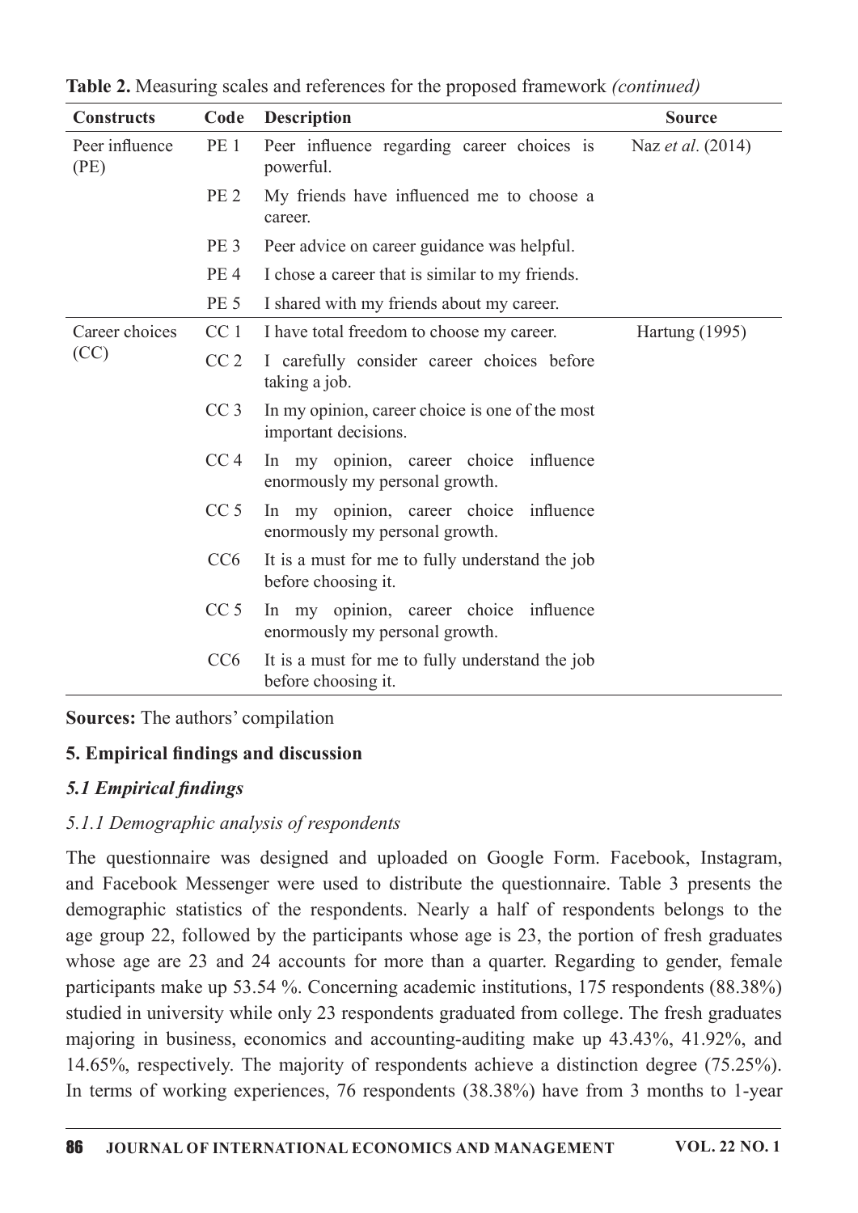**Table 2.** Measuring scales and references for the proposed framework *(continued)*

| Constructs | Code | Description | Source |
|---|---|---|---|
| Peer influence (PE) | PE 1 | Peer influence regarding career choices is powerful. | Naz *et al*. (2014) |
| | PE 2 | My friends have influenced me to choose a career. | |
| | PE 3 | Peer advice on career guidance was helpful. | |
| | PE 4 | I chose a career that is similar to my friends. | |
| | PE 5 | I shared with my friends about my career. | |
| Career choices (CC) | CC 1 | I have total freedom to choose my career. | Hartung (1995) |
| | CC 2 | I carefully consider career choices before taking a job. | |
| | CC 3 | In my opinion, career choice is one of the most important decisions. | |
| | CC 4 | In my opinion, career choice influence enormously my personal growth. | |
| | CC 5 | In my opinion, career choice influence enormously my personal growth. | |
| | CC6 | It is a must for me to fully understand the job before choosing it. | |
| | CC 5 | In my opinion, career choice influence enormously my personal growth. | |
| | CC6 | It is a must for me to fully understand the job before choosing it. | |

**Sources:** The authors' compilation

## 5. Empirical findings and discussion

### *5.1 Empirical findings*

#### *5.1.1 Demographic analysis of respondents*

The questionnaire was designed and uploaded on Google Form. Facebook, Instagram, and Facebook Messenger were used to distribute the questionnaire. Table 3 presents the demographic statistics of the respondents. Nearly a half of respondents belongs to the age group 22, followed by the participants whose age is 23, the portion of fresh graduates whose age are 23 and 24 accounts for more than a quarter. Regarding to gender, female participants make up 53.54 %. Concerning academic institutions, 175 respondents (88.38%) studied in university while only 23 respondents graduated from college. The fresh graduates majoring in business, economics and accounting-auditing make up 43.43%, 41.92%, and 14.65%, respectively. The majority of respondents achieve a distinction degree (75.25%). In terms of working experiences, 76 respondents (38.38%) have from 3 months to 1-year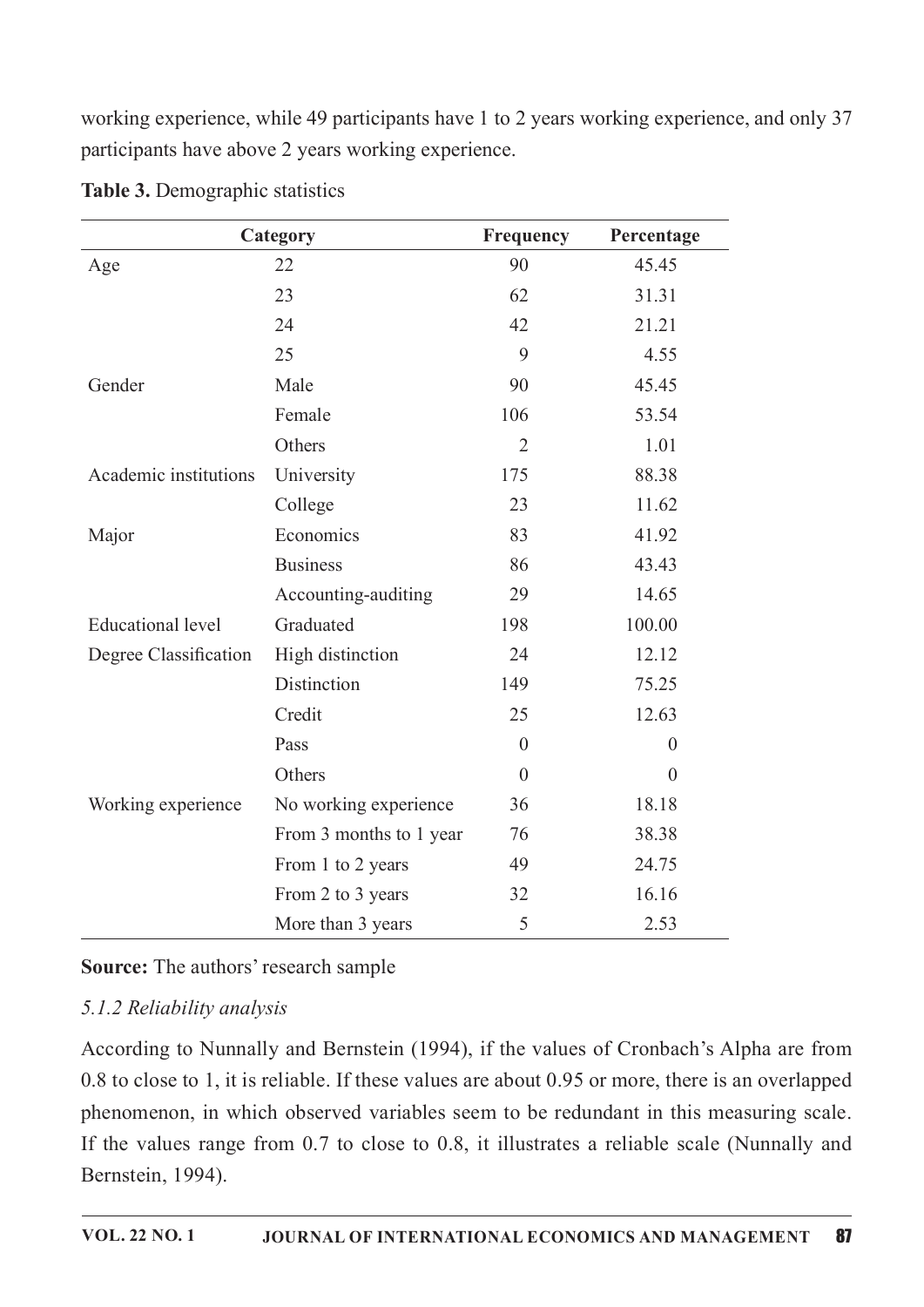working experience, while 49 participants have 1 to 2 years working experience, and only 37 participants have above 2 years working experience.

**Table 3.** Demographic statistics

| Category | | Frequency | Percentage |
|---|---|---|---|
| Age | 22 | 90 | 45.45 |
| | 23 | 62 | 31.31 |
| | 24 | 42 | 21.21 |
| | 25 | 9 | 4.55 |
| Gender | Male | 90 | 45.45 |
| | Female | 106 | 53.54 |
| | Others | 2 | 1.01 |
| Academic institutions | University | 175 | 88.38 |
| | College | 23 | 11.62 |
| Major | Economics | 83 | 41.92 |
| | Business | 86 | 43.43 |
| | Accounting-auditing | 29 | 14.65 |
| Educational level | Graduated | 198 | 100.00 |
| Degree Classification | High distinction | 24 | 12.12 |
| | Distinction | 149 | 75.25 |
| | Credit | 25 | 12.63 |
| | Pass | 0 | 0 |
| | Others | 0 | 0 |
| Working experience | No working experience | 36 | 18.18 |
| | From 3 months to 1 year | 76 | 38.38 |
| | From 1 to 2 years | 49 | 24.75 |
| | From 2 to 3 years | 32 | 16.16 |
| | More than 3 years | 5 | 2.53 |

**Source:** The authors' research sample

*5.1.2 Reliability analysis*

According to Nunnally and Bernstein (1994), if the values of Cronbach's Alpha are from 0.8 to close to 1, it is reliable. If these values are about 0.95 or more, there is an overlapped phenomenon, in which observed variables seem to be redundant in this measuring scale. If the values range from 0.7 to close to 0.8, it illustrates a reliable scale (Nunnally and Bernstein, 1994).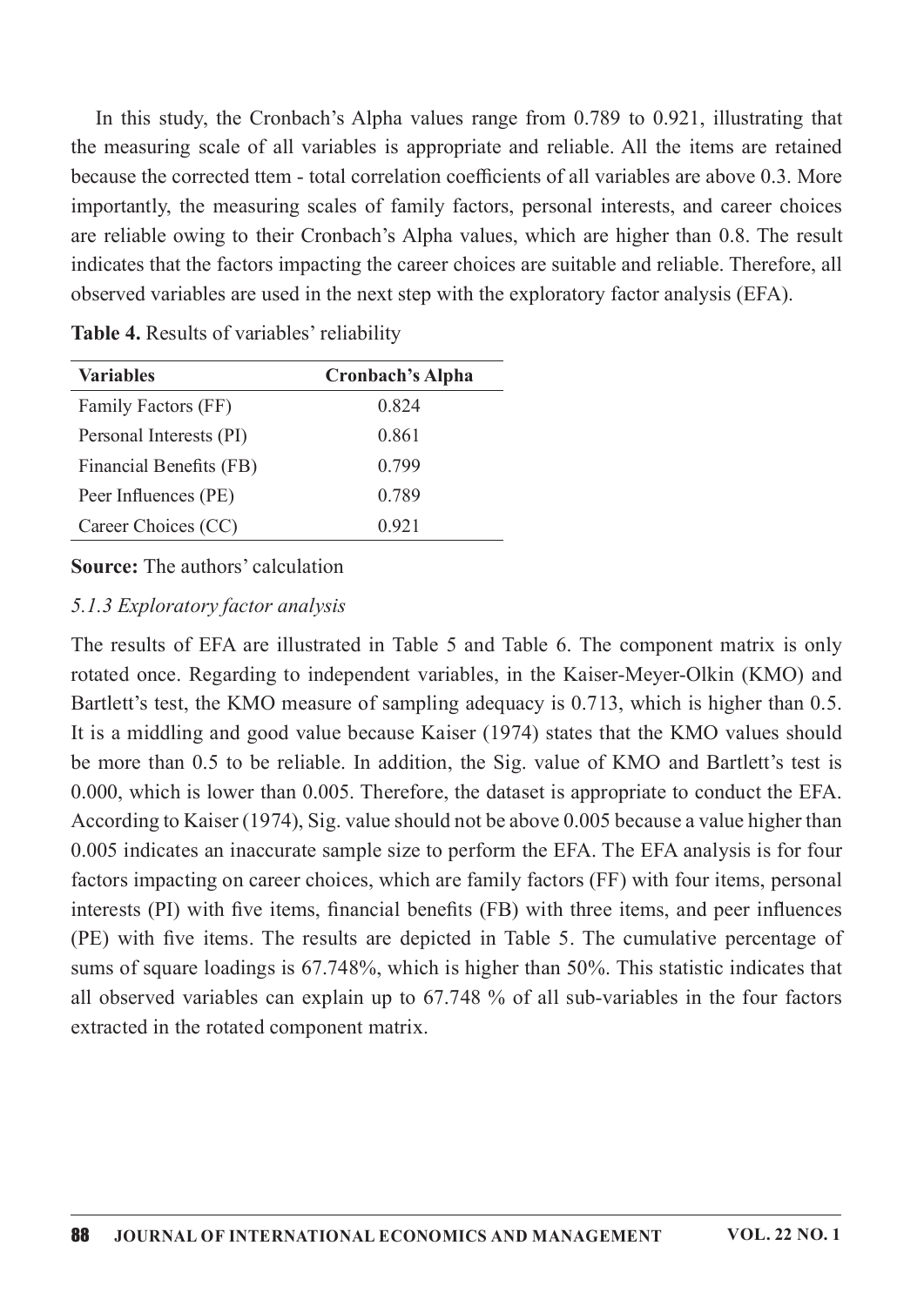In this study, the Cronbach's Alpha values range from 0.789 to 0.921, illustrating that the measuring scale of all variables is appropriate and reliable. All the items are retained because the corrected ttem - total correlation coefficients of all variables are above 0.3. More importantly, the measuring scales of family factors, personal interests, and career choices are reliable owing to their Cronbach's Alpha values, which are higher than 0.8. The result indicates that the factors impacting the career choices are suitable and reliable. Therefore, all observed variables are used in the next step with the exploratory factor analysis (EFA).

**Table 4.** Results of variables' reliability

| Variables | Cronbach's Alpha |
|---|---|
| Family Factors (FF) | 0.824 |
| Personal Interests (PI) | 0.861 |
| Financial Benefits (FB) | 0.799 |
| Peer Influences (PE) | 0.789 |
| Career Choices (CC) | 0.921 |

**Source:** The authors' calculation

*5.1.3 Exploratory factor analysis*

The results of EFA are illustrated in Table 5 and Table 6. The component matrix is only rotated once. Regarding to independent variables, in the Kaiser-Meyer-Olkin (KMO) and Bartlett's test, the KMO measure of sampling adequacy is 0.713, which is higher than 0.5. It is a middling and good value because Kaiser (1974) states that the KMO values should be more than 0.5 to be reliable. In addition, the Sig. value of KMO and Bartlett's test is 0.000, which is lower than 0.005. Therefore, the dataset is appropriate to conduct the EFA. According to Kaiser (1974), Sig. value should not be above 0.005 because a value higher than 0.005 indicates an inaccurate sample size to perform the EFA. The EFA analysis is for four factors impacting on career choices, which are family factors (FF) with four items, personal interests (PI) with five items, financial benefits (FB) with three items, and peer influences (PE) with five items. The results are depicted in Table 5. The cumulative percentage of sums of square loadings is 67.748%, which is higher than 50%. This statistic indicates that all observed variables can explain up to 67.748 % of all sub-variables in the four factors extracted in the rotated component matrix.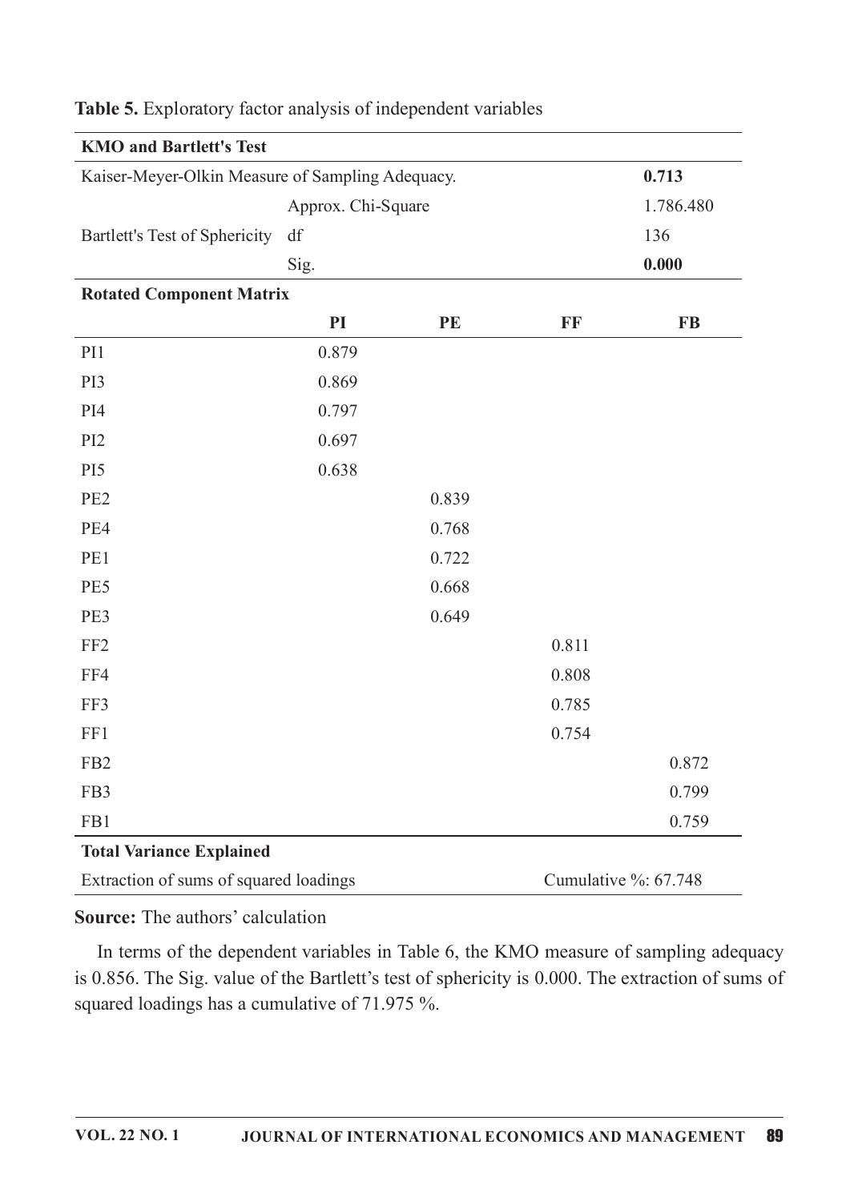**Table 5.** Exploratory factor analysis of independent variables

| **KMO and Bartlett's Test** | | | | |
|---|---|---|---|---|
| Kaiser-Meyer-Olkin Measure of Sampling Adequacy. | | | | **0.713** |
| Bartlett's Test of Sphericity | Approx. Chi-Square | | | 1.786.480 |
| | df | | | 136 |
| | Sig. | | | **0.000** |
| **Rotated Component Matrix** | | | | |
| | **PI** | **PE** | **FF** | **FB** |
| PI1 | 0.879 | | | |
| PI3 | 0.869 | | | |
| PI4 | 0.797 | | | |
| PI2 | 0.697 | | | |
| PI5 | 0.638 | | | |
| PE2 | | 0.839 | | |
| PE4 | | 0.768 | | |
| PE1 | | 0.722 | | |
| PE5 | | 0.668 | | |
| PE3 | | 0.649 | | |
| FF2 | | | 0.811 | |
| FF4 | | | 0.808 | |
| FF3 | | | 0.785 | |
| FF1 | | | 0.754 | |
| FB2 | | | | 0.872 |
| FB3 | | | | 0.799 |
| FB1 | | | | 0.759 |
| **Total Variance Explained** | | | | |
| Extraction of sums of squared loadings | | | Cumulative %: 67.748 | |

**Source:** The authors' calculation

In terms of the dependent variables in Table 6, the KMO measure of sampling adequacy is 0.856. The Sig. value of the Bartlett's test of sphericity is 0.000. The extraction of sums of squared loadings has a cumulative of 71.975 %.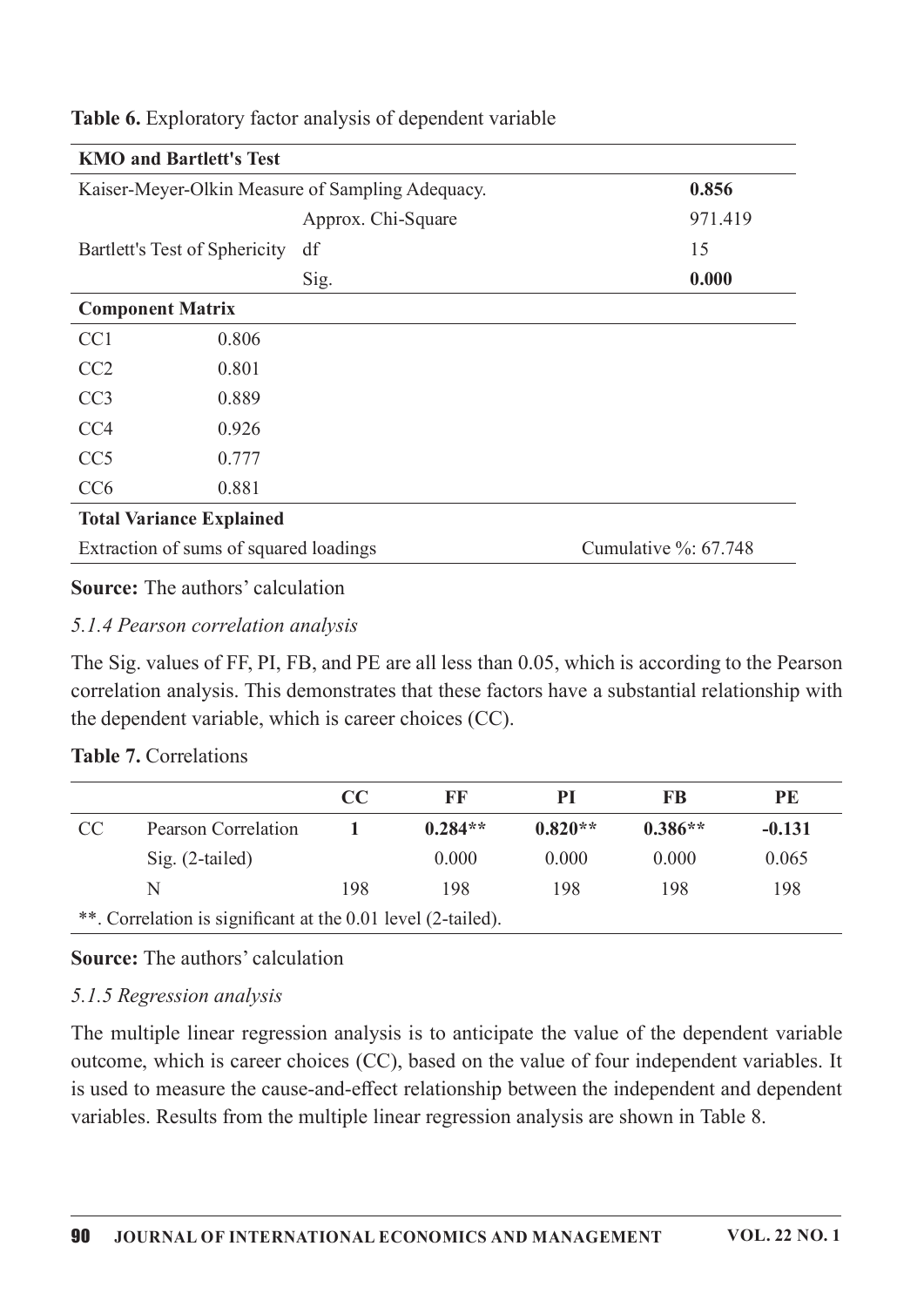**Table 6.** Exploratory factor analysis of dependent variable

| **KMO and Bartlett's Test** | | |
|---|---|---|
| Kaiser-Meyer-Olkin Measure of Sampling Adequacy. | | **0.856** |
| Bartlett's Test of Sphericity | Approx. Chi-Square | 971.419 |
| | df | 15 |
| | Sig. | **0.000** |
| **Component Matrix** | | |
| CC1 | 0.806 | |
| CC2 | 0.801 | |
| CC3 | 0.889 | |
| CC4 | 0.926 | |
| CC5 | 0.777 | |
| CC6 | 0.881 | |
| **Total Variance Explained** | | |
| Extraction of sums of squared loadings | | Cumulative %: 67.748 |

**Source:** The authors' calculation

*5.1.4 Pearson correlation analysis*

The Sig. values of FF, PI, FB, and PE are all less than 0.05, which is according to the Pearson correlation analysis. This demonstrates that these factors have a substantial relationship with the dependent variable, which is career choices (CC).

**Table 7.** Correlations

| | | CC | FF | PI | FB | PE |
|---|---|---|---|---|---|---|
| CC | Pearson Correlation | **1** | **0.284**** | **0.820**** | **0.386**** | **-0.131** |
| | Sig. (2-tailed) | | 0.000 | 0.000 | 0.000 | 0.065 |
| | N | 198 | 198 | 198 | 198 | 198 |
| **. Correlation is significant at the 0.01 level (2-tailed). | | | | | | |

**Source:** The authors' calculation

*5.1.5 Regression analysis*

The multiple linear regression analysis is to anticipate the value of the dependent variable outcome, which is career choices (CC), based on the value of four independent variables. It is used to measure the cause-and-effect relationship between the independent and dependent variables. Results from the multiple linear regression analysis are shown in Table 8.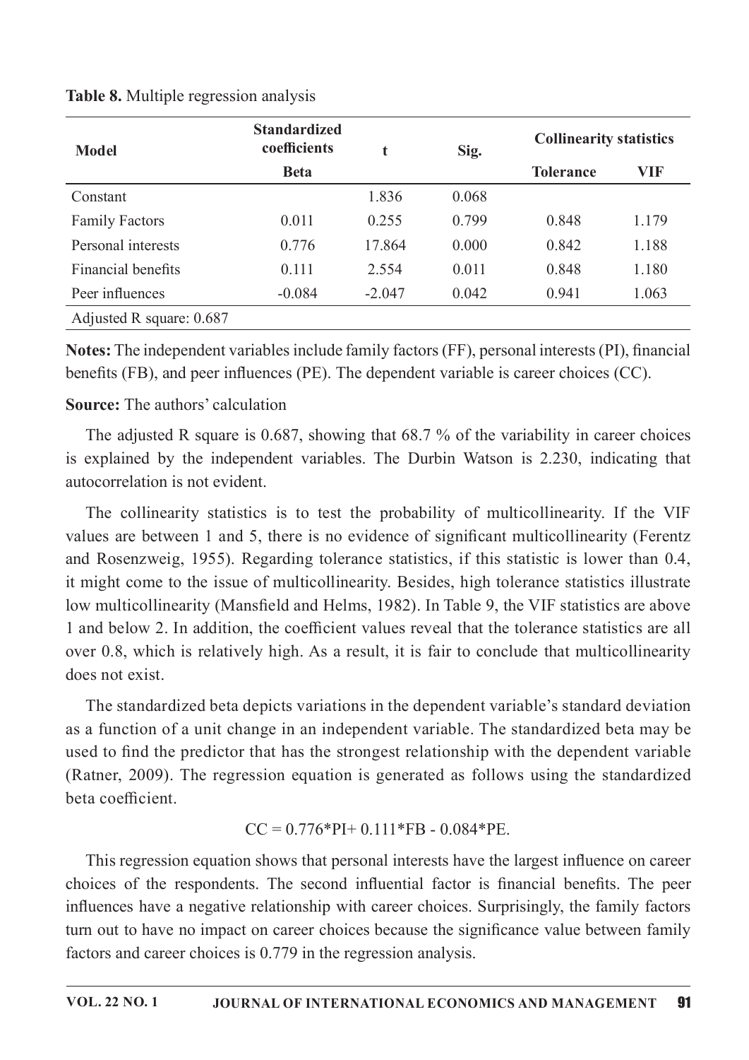**Table 8.** Multiple regression analysis

| Model | Standardized coefficients | t | Sig. | Collinearity statistics | |
|---|---|---|---|---|---|
| | Beta | | | Tolerance | VIF |
| Constant | | 1.836 | 0.068 | | |
| Family Factors | 0.011 | 0.255 | 0.799 | 0.848 | 1.179 |
| Personal interests | 0.776 | 17.864 | 0.000 | 0.842 | 1.188 |
| Financial benefits | 0.111 | 2.554 | 0.011 | 0.848 | 1.180 |
| Peer influences | -0.084 | -2.047 | 0.042 | 0.941 | 1.063 |
| Adjusted R square: 0.687 | | | | | |

**Notes:** The independent variables include family factors (FF), personal interests (PI), financial benefits (FB), and peer influences (PE). The dependent variable is career choices (CC).

**Source:** The authors' calculation

The adjusted R square is 0.687, showing that 68.7 % of the variability in career choices is explained by the independent variables. The Durbin Watson is 2.230, indicating that autocorrelation is not evident.

The collinearity statistics is to test the probability of multicollinearity. If the VIF values are between 1 and 5, there is no evidence of significant multicollinearity (Ferentz and Rosenzweig, 1955). Regarding tolerance statistics, if this statistic is lower than 0.4, it might come to the issue of multicollinearity. Besides, high tolerance statistics illustrate low multicollinearity (Mansfield and Helms, 1982). In Table 9, the VIF statistics are above 1 and below 2. In addition, the coefficient values reveal that the tolerance statistics are all over 0.8, which is relatively high. As a result, it is fair to conclude that multicollinearity does not exist.

The standardized beta depicts variations in the dependent variable's standard deviation as a function of a unit change in an independent variable. The standardized beta may be used to find the predictor that has the strongest relationship with the dependent variable (Ratner, 2009). The regression equation is generated as follows using the standardized beta coefficient.

$$CC = 0.776*PI + 0.111*FB - 0.084*PE.$$

This regression equation shows that personal interests have the largest influence on career choices of the respondents. The second influential factor is financial benefits. The peer influences have a negative relationship with career choices. Surprisingly, the family factors turn out to have no impact on career choices because the significance value between family factors and career choices is 0.779 in the regression analysis.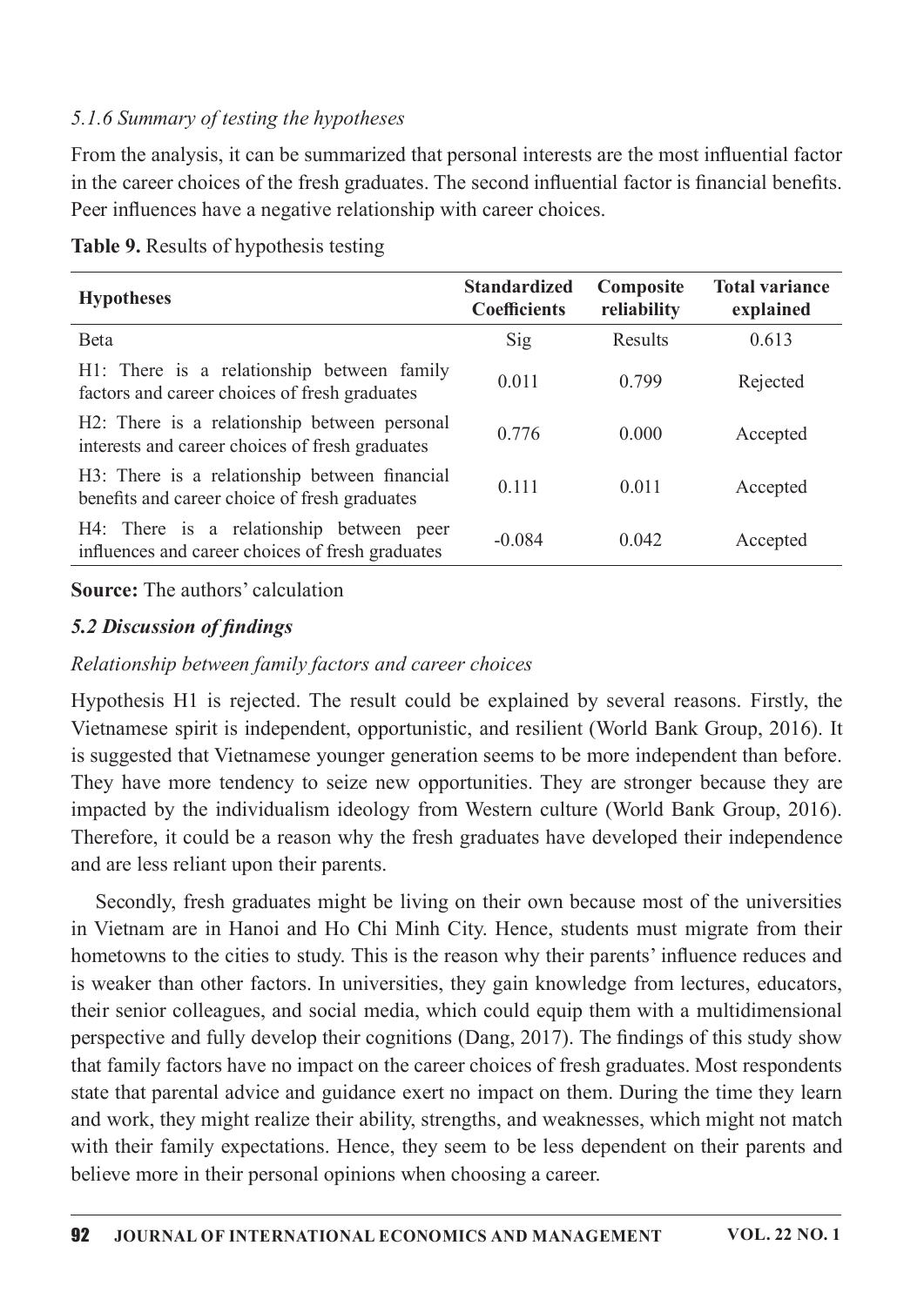*5.1.6 Summary of testing the hypotheses*

From the analysis, it can be summarized that personal interests are the most influential factor in the career choices of the fresh graduates. The second influential factor is financial benefits. Peer influences have a negative relationship with career choices.

**Table 9.** Results of hypothesis testing

| Hypotheses | Standardized Coefficients | Composite reliability | Total variance explained |
|---|---|---|---|
| Beta | Sig | Results | 0.613 |
| H1: There is a relationship between family factors and career choices of fresh graduates | 0.011 | 0.799 | Rejected |
| H2: There is a relationship between personal interests and career choices of fresh graduates | 0.776 | 0.000 | Accepted |
| H3: There is a relationship between financial benefits and career choice of fresh graduates | 0.111 | 0.011 | Accepted |
| H4: There is a relationship between peer influences and career choices of fresh graduates | -0.084 | 0.042 | Accepted |

**Source:** The authors' calculation

### *5.2 Discussion of findings*

*Relationship between family factors and career choices*

Hypothesis H1 is rejected. The result could be explained by several reasons. Firstly, the Vietnamese spirit is independent, opportunistic, and resilient (World Bank Group, 2016). It is suggested that Vietnamese younger generation seems to be more independent than before. They have more tendency to seize new opportunities. They are stronger because they are impacted by the individualism ideology from Western culture (World Bank Group, 2016). Therefore, it could be a reason why the fresh graduates have developed their independence and are less reliant upon their parents.

Secondly, fresh graduates might be living on their own because most of the universities in Vietnam are in Hanoi and Ho Chi Minh City. Hence, students must migrate from their hometowns to the cities to study. This is the reason why their parents' influence reduces and is weaker than other factors. In universities, they gain knowledge from lectures, educators, their senior colleagues, and social media, which could equip them with a multidimensional perspective and fully develop their cognitions (Dang, 2017). The findings of this study show that family factors have no impact on the career choices of fresh graduates. Most respondents state that parental advice and guidance exert no impact on them. During the time they learn and work, they might realize their ability, strengths, and weaknesses, which might not match with their family expectations. Hence, they seem to be less dependent on their parents and believe more in their personal opinions when choosing a career.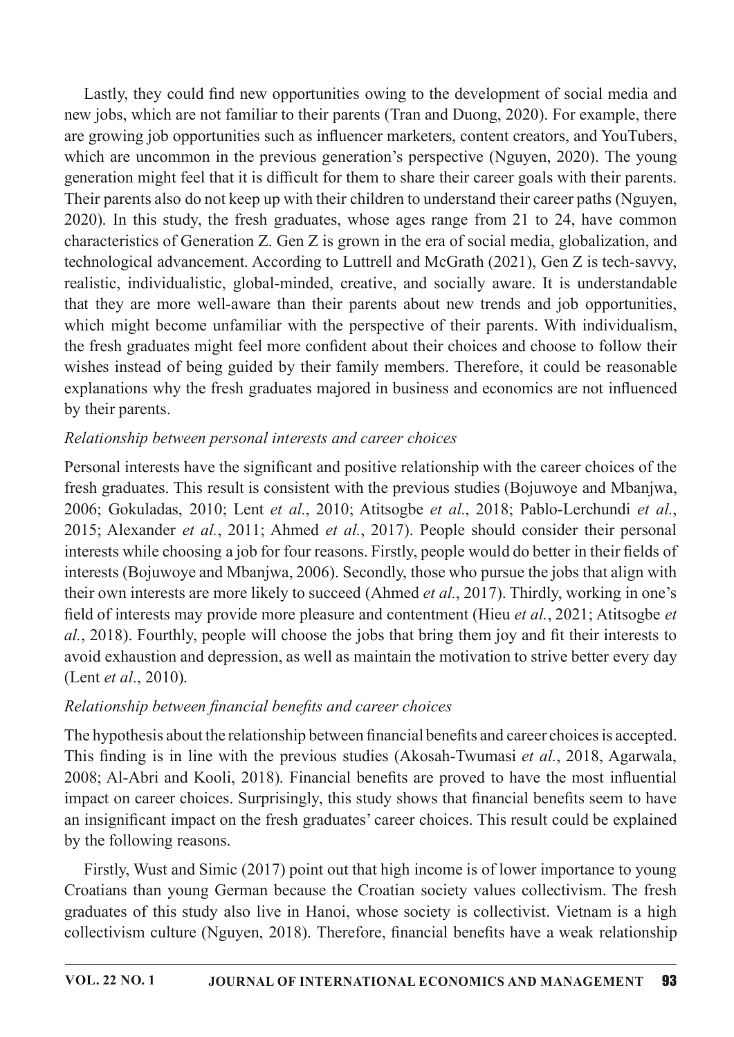Lastly, they could find new opportunities owing to the development of social media and new jobs, which are not familiar to their parents (Tran and Duong, 2020). For example, there are growing job opportunities such as influencer marketers, content creators, and YouTubers, which are uncommon in the previous generation's perspective (Nguyen, 2020). The young generation might feel that it is difficult for them to share their career goals with their parents. Their parents also do not keep up with their children to understand their career paths (Nguyen, 2020). In this study, the fresh graduates, whose ages range from 21 to 24, have common characteristics of Generation Z. Gen Z is grown in the era of social media, globalization, and technological advancement. According to Luttrell and McGrath (2021), Gen Z is tech-savvy, realistic, individualistic, global-minded, creative, and socially aware. It is understandable that they are more well-aware than their parents about new trends and job opportunities, which might become unfamiliar with the perspective of their parents. With individualism, the fresh graduates might feel more confident about their choices and choose to follow their wishes instead of being guided by their family members. Therefore, it could be reasonable explanations why the fresh graduates majored in business and economics are not influenced by their parents.

*Relationship between personal interests and career choices*

Personal interests have the significant and positive relationship with the career choices of the fresh graduates. This result is consistent with the previous studies (Bojuwoye and Mbanjwa, 2006; Gokuladas, 2010; Lent *et al.*, 2010; Atitsogbe *et al.*, 2018; Pablo-Lerchundi *et al.*, 2015; Alexander *et al.*, 2011; Ahmed *et al.*, 2017). People should consider their personal interests while choosing a job for four reasons. Firstly, people would do better in their fields of interests (Bojuwoye and Mbanjwa, 2006). Secondly, those who pursue the jobs that align with their own interests are more likely to succeed (Ahmed *et al.*, 2017). Thirdly, working in one's field of interests may provide more pleasure and contentment (Hieu *et al.*, 2021; Atitsogbe *et al.*, 2018). Fourthly, people will choose the jobs that bring them joy and fit their interests to avoid exhaustion and depression, as well as maintain the motivation to strive better every day (Lent *et al*., 2010).

*Relationship between financial benefits and career choices*

The hypothesis about the relationship between financial benefits and career choices is accepted. This finding is in line with the previous studies (Akosah-Twumasi *et al.*, 2018, Agarwala, 2008; Al-Abri and Kooli, 2018). Financial benefits are proved to have the most influential impact on career choices. Surprisingly, this study shows that financial benefits seem to have an insignificant impact on the fresh graduates' career choices. This result could be explained by the following reasons.

Firstly, Wust and Simic (2017) point out that high income is of lower importance to young Croatians than young German because the Croatian society values collectivism. The fresh graduates of this study also live in Hanoi, whose society is collectivist. Vietnam is a high collectivism culture (Nguyen, 2018). Therefore, financial benefits have a weak relationship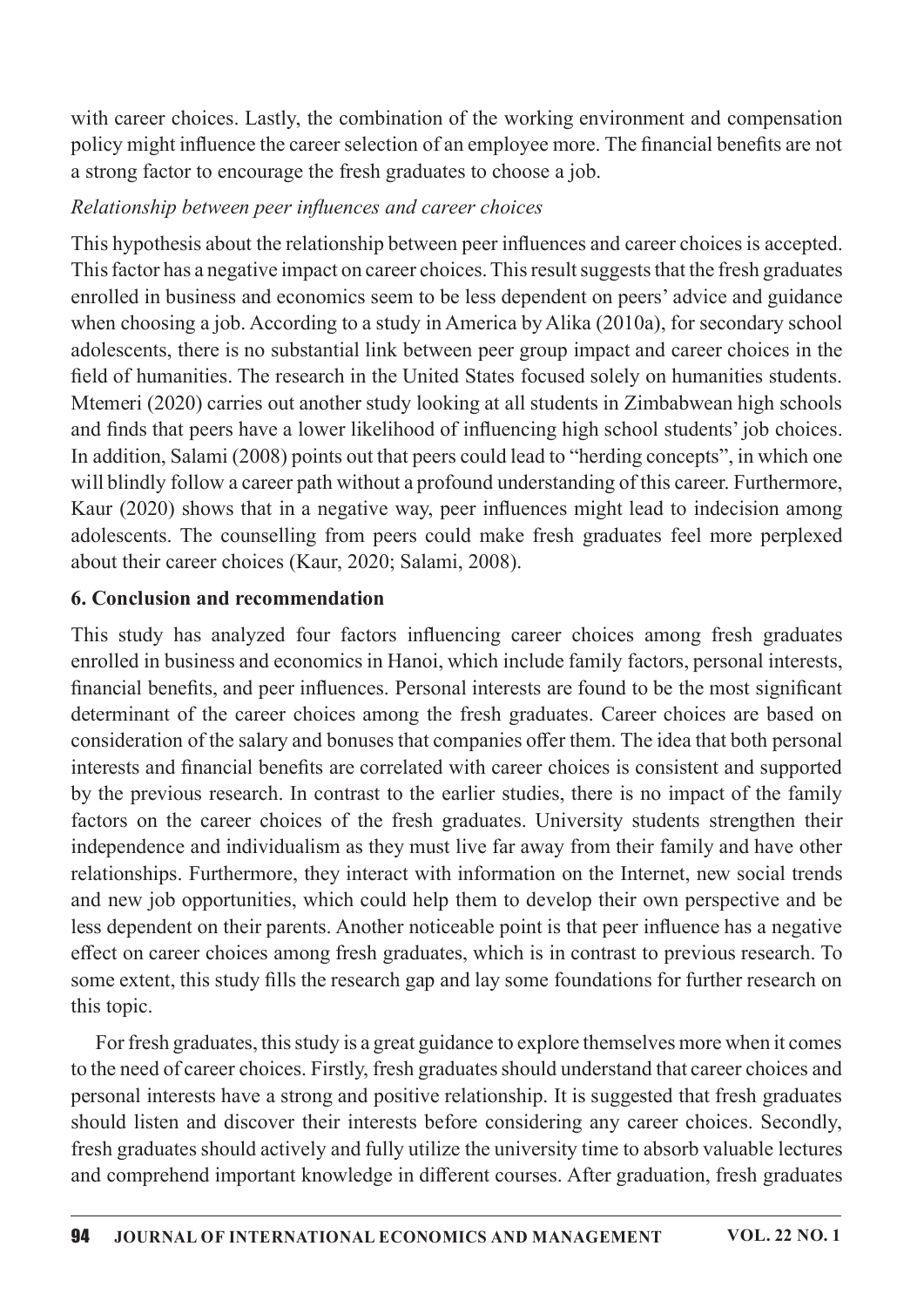with career choices. Lastly, the combination of the working environment and compensation policy might influence the career selection of an employee more. The financial benefits are not a strong factor to encourage the fresh graduates to choose a job.

*Relationship between peer influences and career choices*

This hypothesis about the relationship between peer influences and career choices is accepted. This factor has a negative impact on career choices. This result suggests that the fresh graduates enrolled in business and economics seem to be less dependent on peers' advice and guidance when choosing a job. According to a study in America by Alika (2010a), for secondary school adolescents, there is no substantial link between peer group impact and career choices in the field of humanities. The research in the United States focused solely on humanities students. Mtemeri (2020) carries out another study looking at all students in Zimbabwean high schools and finds that peers have a lower likelihood of influencing high school students' job choices. In addition, Salami (2008) points out that peers could lead to "herding concepts", in which one will blindly follow a career path without a profound understanding of this career. Furthermore, Kaur (2020) shows that in a negative way, peer influences might lead to indecision among adolescents. The counselling from peers could make fresh graduates feel more perplexed about their career choices (Kaur, 2020; Salami, 2008).

## 6. Conclusion and recommendation

This study has analyzed four factors influencing career choices among fresh graduates enrolled in business and economics in Hanoi, which include family factors, personal interests, financial benefits, and peer influences. Personal interests are found to be the most significant determinant of the career choices among the fresh graduates. Career choices are based on consideration of the salary and bonuses that companies offer them. The idea that both personal interests and financial benefits are correlated with career choices is consistent and supported by the previous research. In contrast to the earlier studies, there is no impact of the family factors on the career choices of the fresh graduates. University students strengthen their independence and individualism as they must live far away from their family and have other relationships. Furthermore, they interact with information on the Internet, new social trends and new job opportunities, which could help them to develop their own perspective and be less dependent on their parents. Another noticeable point is that peer influence has a negative effect on career choices among fresh graduates, which is in contrast to previous research. To some extent, this study fills the research gap and lay some foundations for further research on this topic.

For fresh graduates, this study is a great guidance to explore themselves more when it comes to the need of career choices. Firstly, fresh graduates should understand that career choices and personal interests have a strong and positive relationship. It is suggested that fresh graduates should listen and discover their interests before considering any career choices. Secondly, fresh graduates should actively and fully utilize the university time to absorb valuable lectures and comprehend important knowledge in different courses. After graduation, fresh graduates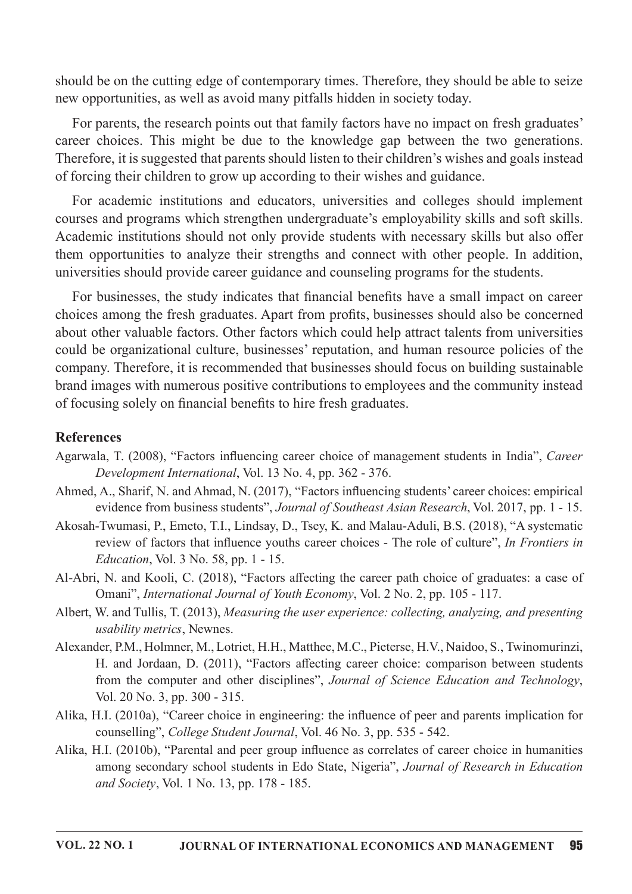should be on the cutting edge of contemporary times. Therefore, they should be able to seize new opportunities, as well as avoid many pitfalls hidden in society today.

For parents, the research points out that family factors have no impact on fresh graduates' career choices. This might be due to the knowledge gap between the two generations. Therefore, it is suggested that parents should listen to their children's wishes and goals instead of forcing their children to grow up according to their wishes and guidance.

For academic institutions and educators, universities and colleges should implement courses and programs which strengthen undergraduate's employability skills and soft skills. Academic institutions should not only provide students with necessary skills but also offer them opportunities to analyze their strengths and connect with other people. In addition, universities should provide career guidance and counseling programs for the students.

For businesses, the study indicates that financial benefits have a small impact on career choices among the fresh graduates. Apart from profits, businesses should also be concerned about other valuable factors. Other factors which could help attract talents from universities could be organizational culture, businesses' reputation, and human resource policies of the company. Therefore, it is recommended that businesses should focus on building sustainable brand images with numerous positive contributions to employees and the community instead of focusing solely on financial benefits to hire fresh graduates.

## References

Agarwala, T. (2008), "Factors influencing career choice of management students in India", *Career Development International*, Vol. 13 No. 4, pp. 362 - 376.

Ahmed, A., Sharif, N. and Ahmad, N. (2017), "Factors influencing students' career choices: empirical evidence from business students", *Journal of Southeast Asian Research*, Vol. 2017, pp. 1 - 15.

Akosah-Twumasi, P., Emeto, T.I., Lindsay, D., Tsey, K. and Malau-Aduli, B.S. (2018), "A systematic review of factors that influence youths career choices - The role of culture", *In Frontiers in Education*, Vol. 3 No. 58, pp. 1 - 15.

Al-Abri, N. and Kooli, C. (2018), "Factors affecting the career path choice of graduates: a case of Omani", *International Journal of Youth Economy*, Vol. 2 No. 2, pp. 105 - 117.

Albert, W. and Tullis, T. (2013), *Measuring the user experience: collecting, analyzing, and presenting usability metrics*, Newnes.

Alexander, P.M., Holmner, M., Lotriet, H.H., Matthee, M.C., Pieterse, H.V., Naidoo, S., Twinomurinzi, H. and Jordaan, D. (2011), "Factors affecting career choice: comparison between students from the computer and other disciplines", *Journal of Science Education and Technology*, Vol. 20 No. 3, pp. 300 - 315.

Alika, H.I. (2010a), "Career choice in engineering: the influence of peer and parents implication for counselling", *College Student Journal*, Vol. 46 No. 3, pp. 535 - 542.

Alika, H.I. (2010b), "Parental and peer group influence as correlates of career choice in humanities among secondary school students in Edo State, Nigeria", *Journal of Research in Education and Society*, Vol. 1 No. 13, pp. 178 - 185.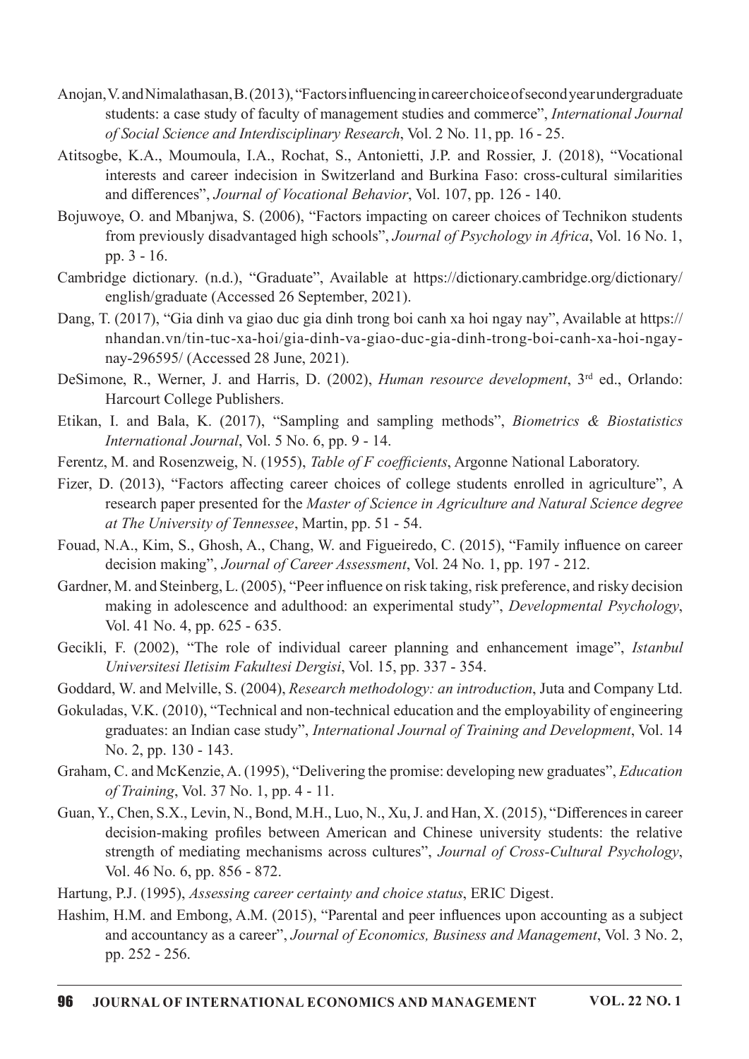Anojan, V. and Nimalathasan, B. (2013), "Factors influencing in career choice of second year undergraduate students: a case study of faculty of management studies and commerce", *International Journal of Social Science and Interdisciplinary Research*, Vol. 2 No. 11, pp. 16 - 25.

Atitsogbe, K.A., Moumoula, I.A., Rochat, S., Antonietti, J.P. and Rossier, J. (2018), "Vocational interests and career indecision in Switzerland and Burkina Faso: cross-cultural similarities and differences", *Journal of Vocational Behavior*, Vol. 107, pp. 126 - 140.

Bojuwoye, O. and Mbanjwa, S. (2006), "Factors impacting on career choices of Technikon students from previously disadvantaged high schools", *Journal of Psychology in Africa*, Vol. 16 No. 1, pp. 3 - 16.

Cambridge dictionary. (n.d.), "Graduate", Available at https://dictionary.cambridge.org/dictionary/english/graduate (Accessed 26 September, 2021).

Dang, T. (2017), "Gia dinh va giao duc gia dinh trong boi canh xa hoi ngay nay", Available at https://nhandan.vn/tin-tuc-xa-hoi/gia-dinh-va-giao-duc-gia-dinh-trong-boi-canh-xa-hoi-ngay-nay-296595/ (Accessed 28 June, 2021).

DeSimone, R., Werner, J. and Harris, D. (2002), *Human resource development*, 3rd ed., Orlando: Harcourt College Publishers.

Etikan, I. and Bala, K. (2017), "Sampling and sampling methods", *Biometrics & Biostatistics International Journal*, Vol. 5 No. 6, pp. 9 - 14.

Ferentz, M. and Rosenzweig, N. (1955), *Table of F coefficients*, Argonne National Laboratory.

Fizer, D. (2013), "Factors affecting career choices of college students enrolled in agriculture", A research paper presented for the *Master of Science in Agriculture and Natural Science degree at The University of Tennessee*, Martin, pp. 51 - 54.

Fouad, N.A., Kim, S., Ghosh, A., Chang, W. and Figueiredo, C. (2015), "Family influence on career decision making", *Journal of Career Assessment*, Vol. 24 No. 1, pp. 197 - 212.

Gardner, M. and Steinberg, L. (2005), "Peer influence on risk taking, risk preference, and risky decision making in adolescence and adulthood: an experimental study", *Developmental Psychology*, Vol. 41 No. 4, pp. 625 - 635.

Gecikli, F. (2002), "The role of individual career planning and enhancement image", *Istanbul Universitesi Iletisim Fakultesi Dergisi*, Vol. 15, pp. 337 - 354.

Goddard, W. and Melville, S. (2004), *Research methodology: an introduction*, Juta and Company Ltd.

Gokuladas, V.K. (2010), "Technical and non-technical education and the employability of engineering graduates: an Indian case study", *International Journal of Training and Development*, Vol. 14 No. 2, pp. 130 - 143.

Graham, C. and McKenzie, A. (1995), "Delivering the promise: developing new graduates", *Education of Training*, Vol. 37 No. 1, pp. 4 - 11.

Guan, Y., Chen, S.X., Levin, N., Bond, M.H., Luo, N., Xu, J. and Han, X. (2015), "Differences in career decision-making profiles between American and Chinese university students: the relative strength of mediating mechanisms across cultures", *Journal of Cross-Cultural Psychology*, Vol. 46 No. 6, pp. 856 - 872.

Hartung, P.J. (1995), *Assessing career certainty and choice status*, ERIC Digest.

Hashim, H.M. and Embong, A.M. (2015), "Parental and peer influences upon accounting as a subject and accountancy as a career", *Journal of Economics, Business and Management*, Vol. 3 No. 2, pp. 252 - 256.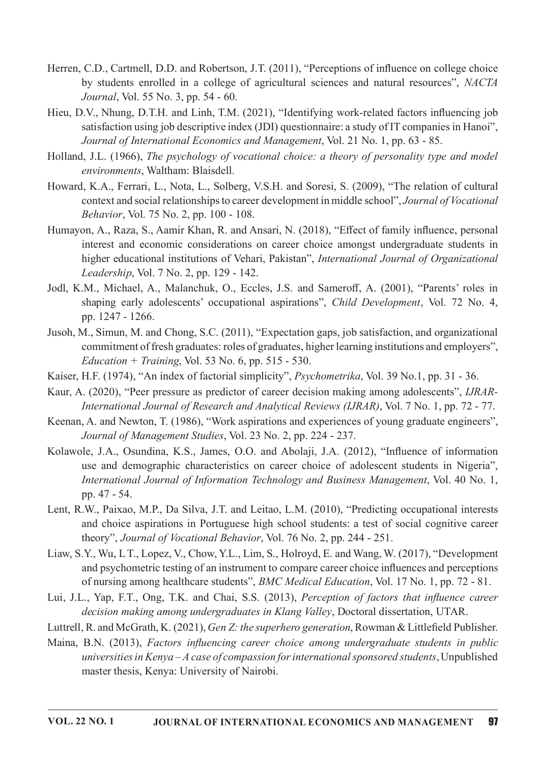Herren, C.D., Cartmell, D.D. and Robertson, J.T. (2011), "Perceptions of influence on college choice by students enrolled in a college of agricultural sciences and natural resources", *NACTA Journal*, Vol. 55 No. 3, pp. 54 - 60.

Hieu, D.V., Nhung, D.T.H. and Linh, T.M. (2021), "Identifying work-related factors influencing job satisfaction using job descriptive index (JDI) questionnaire: a study of IT companies in Hanoi", *Journal of International Economics and Management*, Vol. 21 No. 1, pp. 63 - 85.

Holland, J.L. (1966), *The psychology of vocational choice: a theory of personality type and model environments*, Waltham: Blaisdell.

Howard, K.A., Ferrari, L., Nota, L., Solberg, V.S.H. and Soresi, S. (2009), "The relation of cultural context and social relationships to career development in middle school", *Journal of Vocational Behavior*, Vol. 75 No. 2, pp. 100 - 108.

Humayon, A., Raza, S., Aamir Khan, R. and Ansari, N. (2018), "Effect of family influence, personal interest and economic considerations on career choice amongst undergraduate students in higher educational institutions of Vehari, Pakistan", *International Journal of Organizational Leadership*, Vol. 7 No. 2, pp. 129 - 142.

Jodl, K.M., Michael, A., Malanchuk, O., Eccles, J.S. and Sameroff, A. (2001), "Parents' roles in shaping early adolescents' occupational aspirations", *Child Development*, Vol. 72 No. 4, pp. 1247 - 1266.

Jusoh, M., Simun, M. and Chong, S.C. (2011), "Expectation gaps, job satisfaction, and organizational commitment of fresh graduates: roles of graduates, higher learning institutions and employers", *Education + Training*, Vol. 53 No. 6, pp. 515 - 530.

Kaiser, H.F. (1974), "An index of factorial simplicity", *Psychometrika*, Vol. 39 No.1, pp. 31 - 36.

Kaur, A. (2020), "Peer pressure as predictor of career decision making among adolescents", *IJRAR-International Journal of Research and Analytical Reviews (IJRAR)*, Vol. 7 No. 1, pp. 72 - 77.

Keenan, A. and Newton, T. (1986), "Work aspirations and experiences of young graduate engineers", *Journal of Management Studies*, Vol. 23 No. 2, pp. 224 - 237.

Kolawole, J.A., Osundina, K.S., James, O.O. and Abolaji, J.A. (2012), "Influence of information use and demographic characteristics on career choice of adolescent students in Nigeria", *International Journal of Information Technology and Business Management*, Vol. 40 No. 1, pp. 47 - 54.

Lent, R.W., Paixao, M.P., Da Silva, J.T. and Leitao, L.M. (2010), "Predicting occupational interests and choice aspirations in Portuguese high school students: a test of social cognitive career theory", *Journal of Vocational Behavior*, Vol. 76 No. 2, pp. 244 - 251.

Liaw, S.Y., Wu, L T., Lopez, V., Chow, Y.L., Lim, S., Holroyd, E. and Wang, W. (2017), "Development and psychometric testing of an instrument to compare career choice influences and perceptions of nursing among healthcare students", *BMC Medical Education*, Vol. 17 No. 1, pp. 72 - 81.

Lui, J.L., Yap, F.T., Ong, T.K. and Chai, S.S. (2013), *Perception of factors that influence career decision making among undergraduates in Klang Valley*, Doctoral dissertation, UTAR.

Luttrell, R. and McGrath, K. (2021), *Gen Z: the superhero generation*, Rowman & Littlefield Publisher.

Maina, B.N. (2013), *Factors influencing career choice among undergraduate students in public universities in Kenya – A case of compassion for international sponsored students*, Unpublished master thesis, Kenya: University of Nairobi.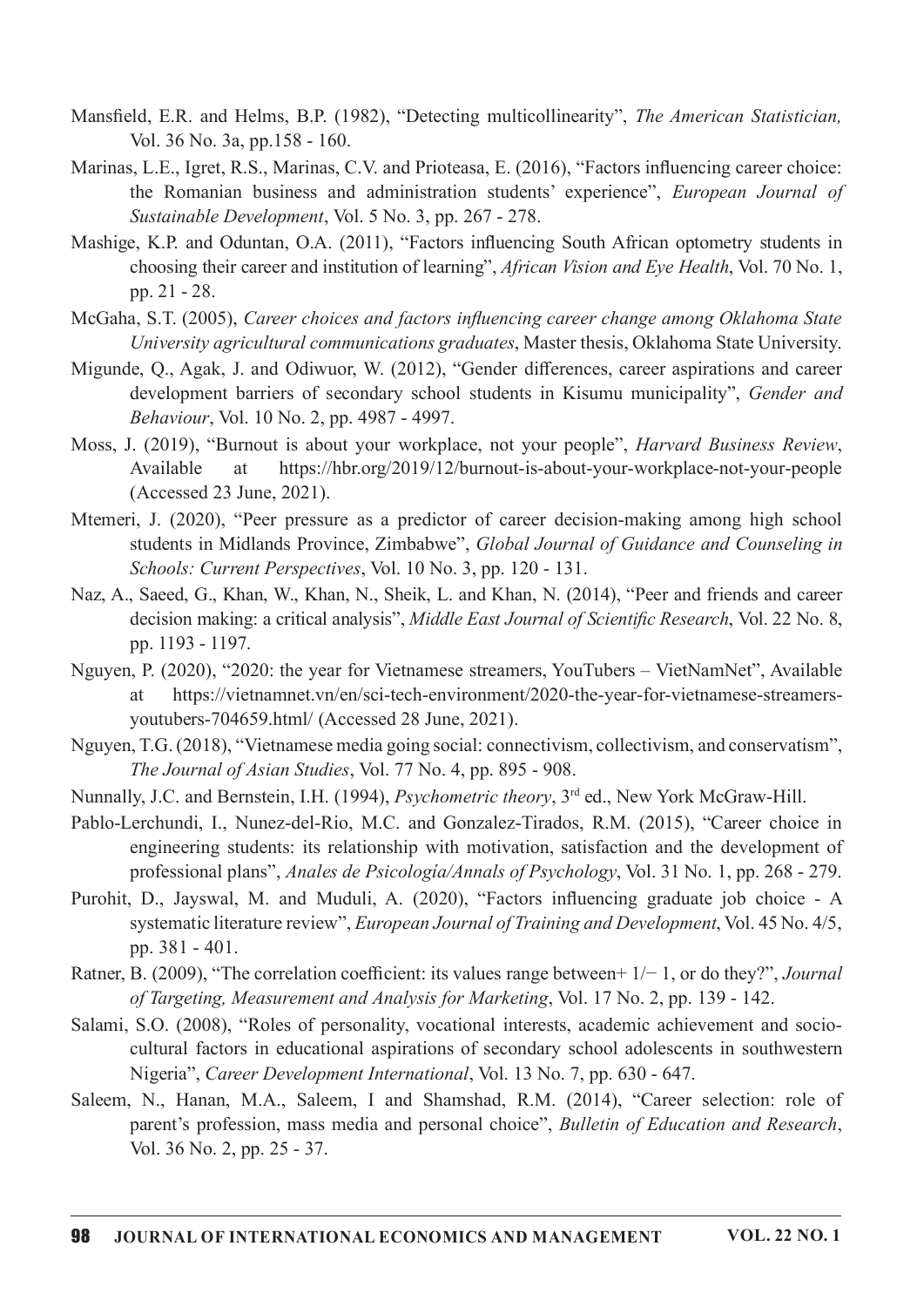Mansfield, E.R. and Helms, B.P. (1982), "Detecting multicollinearity", *The American Statistician,* Vol. 36 No. 3a, pp.158 - 160.

Marinas, L.E., Igret, R.S., Marinas, C.V. and Prioteasa, E. (2016), "Factors influencing career choice: the Romanian business and administration students' experience", *European Journal of Sustainable Development*, Vol. 5 No. 3, pp. 267 - 278.

Mashige, K.P. and Oduntan, O.A. (2011), "Factors influencing South African optometry students in choosing their career and institution of learning", *African Vision and Eye Health*, Vol. 70 No. 1, pp. 21 - 28.

McGaha, S.T. (2005), *Career choices and factors influencing career change among Oklahoma State University agricultural communications graduates*, Master thesis, Oklahoma State University.

Migunde, Q., Agak, J. and Odiwuor, W. (2012), "Gender differences, career aspirations and career development barriers of secondary school students in Kisumu municipality", *Gender and Behaviour*, Vol. 10 No. 2, pp. 4987 - 4997.

Moss, J. (2019), "Burnout is about your workplace, not your people", *Harvard Business Review*, Available at https://hbr.org/2019/12/burnout-is-about-your-workplace-not-your-people (Accessed 23 June, 2021).

Mtemeri, J. (2020), "Peer pressure as a predictor of career decision-making among high school students in Midlands Province, Zimbabwe", *Global Journal of Guidance and Counseling in Schools: Current Perspectives*, Vol. 10 No. 3, pp. 120 - 131.

Naz, A., Saeed, G., Khan, W., Khan, N., Sheik, L. and Khan, N. (2014), "Peer and friends and career decision making: a critical analysis", *Middle East Journal of Scientific Research*, Vol. 22 No. 8, pp. 1193 - 1197.

Nguyen, P. (2020), "2020: the year for Vietnamese streamers, YouTubers – VietNamNet", Available at https://vietnamnet.vn/en/sci-tech-environment/2020-the-year-for-vietnamese-streamers-youtubers-704659.html/ (Accessed 28 June, 2021).

Nguyen, T.G. (2018), "Vietnamese media going social: connectivism, collectivism, and conservatism", *The Journal of Asian Studies*, Vol. 77 No. 4, pp. 895 - 908.

Nunnally, J.C. and Bernstein, I.H. (1994), *Psychometric theory*, 3rd ed., New York McGraw-Hill.

Pablo-Lerchundi, I., Nunez-del-Rio, M.C. and Gonzalez-Tirados, R.M. (2015), "Career choice in engineering students: its relationship with motivation, satisfaction and the development of professional plans", *Anales de Psicología/Annals of Psychology*, Vol. 31 No. 1, pp. 268 - 279.

Purohit, D., Jayswal, M. and Muduli, A. (2020), "Factors influencing graduate job choice - A systematic literature review", *European Journal of Training and Development*, Vol. 45 No. 4/5, pp. 381 - 401.

Ratner, B. (2009), "The correlation coefficient: its values range between+ 1/− 1, or do they?", *Journal of Targeting, Measurement and Analysis for Marketing*, Vol. 17 No. 2, pp. 139 - 142.

Salami, S.O. (2008), "Roles of personality, vocational interests, academic achievement and socio-cultural factors in educational aspirations of secondary school adolescents in southwestern Nigeria", *Career Development International*, Vol. 13 No. 7, pp. 630 - 647.

Saleem, N., Hanan, M.A., Saleem, I and Shamshad, R.M. (2014), "Career selection: role of parent's profession, mass media and personal choice", *Bulletin of Education and Research*, Vol. 36 No. 2, pp. 25 - 37.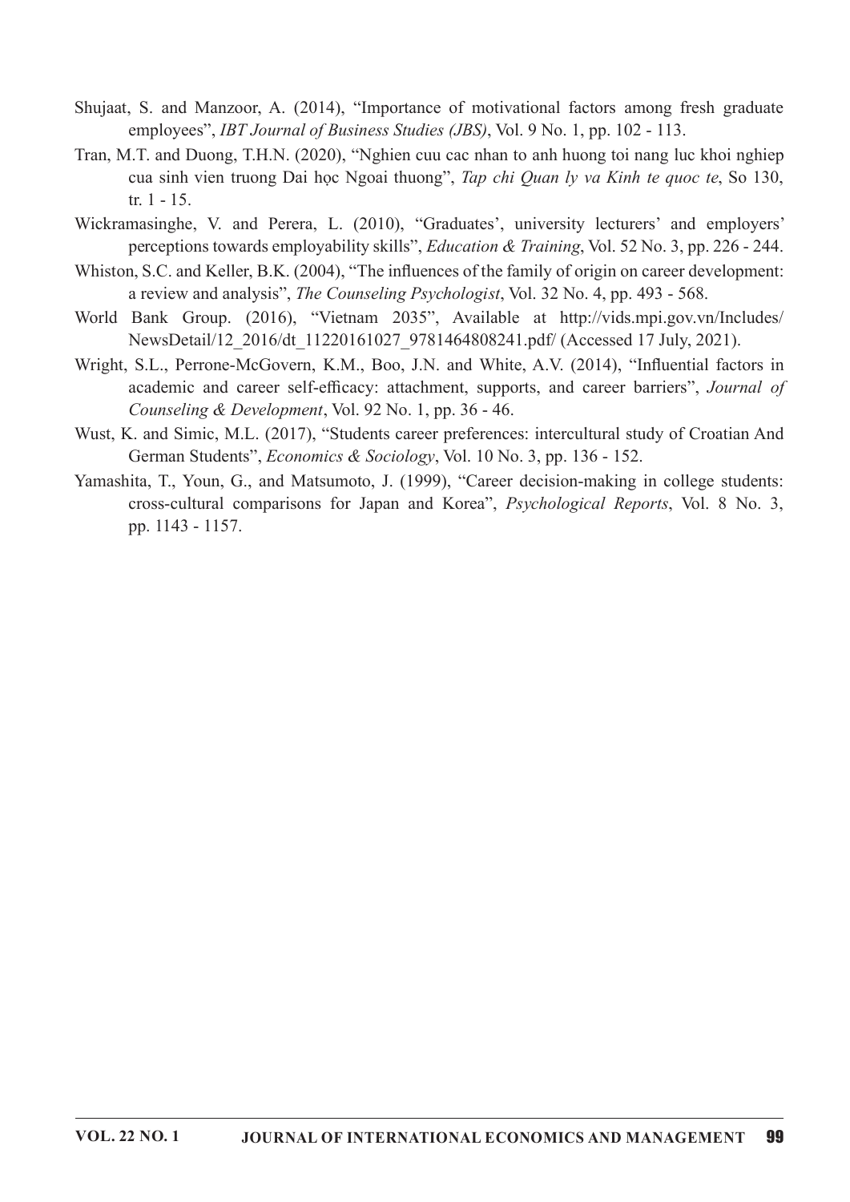Shujaat, S. and Manzoor, A. (2014), "Importance of motivational factors among fresh graduate employees", *IBT Journal of Business Studies (JBS)*, Vol. 9 No. 1, pp. 102 - 113.

Tran, M.T. and Duong, T.H.N. (2020), "Nghien cuu cac nhan to anh huong toi nang luc khoi nghiep cua sinh vien truong Dai học Ngoai thuong", *Tap chi Quan ly va Kinh te quoc te*, So 130, tr. 1 - 15.

Wickramasinghe, V. and Perera, L. (2010), "Graduates', university lecturers' and employers' perceptions towards employability skills", *Education & Training*, Vol. 52 No. 3, pp. 226 - 244.

Whiston, S.C. and Keller, B.K. (2004), "The influences of the family of origin on career development: a review and analysis", *The Counseling Psychologist*, Vol. 32 No. 4, pp. 493 - 568.

World Bank Group. (2016), "Vietnam 2035", Available at http://vids.mpi.gov.vn/Includes/NewsDetail/12_2016/dt_11220161027_9781464808241.pdf/ (Accessed 17 July, 2021).

Wright, S.L., Perrone-McGovern, K.M., Boo, J.N. and White, A.V. (2014), "Influential factors in academic and career self-efficacy: attachment, supports, and career barriers", *Journal of Counseling & Development*, Vol. 92 No. 1, pp. 36 - 46.

Wust, K. and Simic, M.L. (2017), "Students career preferences: intercultural study of Croatian And German Students", *Economics & Sociology*, Vol. 10 No. 3, pp. 136 - 152.

Yamashita, T., Youn, G., and Matsumoto, J. (1999), "Career decision-making in college students: cross-cultural comparisons for Japan and Korea", *Psychological Reports*, Vol. 8 No. 3, pp. 1143 - 1157.